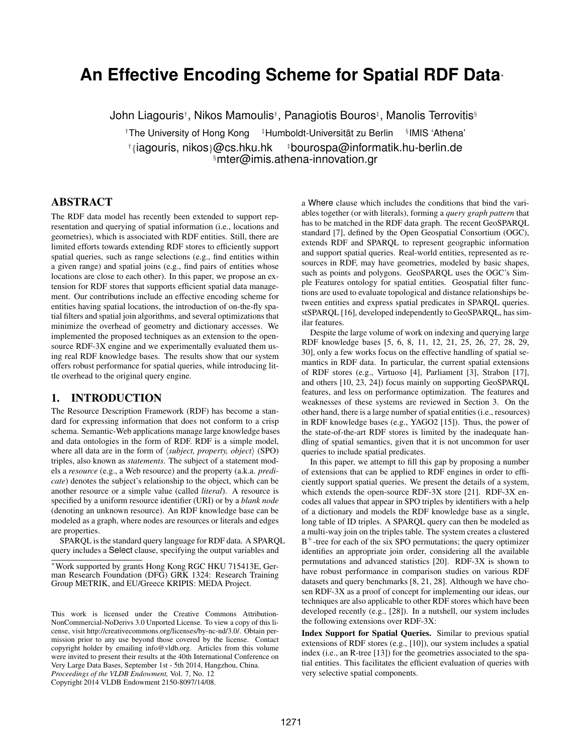# An Effective Encoding Scheme for Spatial RDF Data*

John Liagouris[†], Nikos Mamoulis[†], Panagiotis Bouros[‡], Manolis Terrovitis[§]

[†]The University of Hong Kong [‡]Humboldt-Universität zu Berlin [§]IMIS 'Athena'

[†]{iagouris, nikos}@cs.hku.hk [‡]bourospa@informatik.hu-berlin.de
[§]mter@imis.athena-innovation.gr

## ABSTRACT

The RDF data model has recently been extended to support representation and querying of spatial information (i.e., locations and geometries), which is associated with RDF entities. Still, there are limited efforts towards extending RDF stores to efficiently support spatial queries, such as range selections (e.g., find entities within a given range) and spatial joins (e.g., find pairs of entities whose locations are close to each other). In this paper, we propose an extension for RDF stores that supports efficient spatial data management. Our contributions include an effective encoding scheme for entities having spatial locations, the introduction of on-the-fly spatial filters and spatial join algorithms, and several optimizations that minimize the overhead of geometry and dictionary accesses. We implemented the proposed techniques as an extension to the open-source RDF-3X engine and we experimentally evaluated them using real RDF knowledge bases. The results show that our system offers robust performance for spatial queries, while introducing little overhead to the original query engine.

## 1. INTRODUCTION

The Resource Description Framework (RDF) has become a standard for expressing information that does not conform to a crisp schema. Semantic-Web applications manage large knowledge bases and data ontologies in the form of RDF. RDF is a simple model, where all data are in the form of ⟨*subject, property, object*⟩ (SPO) triples, also known as *statements*. The subject of a statement models a *resource* (e.g., a Web resource) and the property (a.k.a. *predicate*) denotes the subject's relationship to the object, which can be another resource or a simple value (called *literal*). A resource is specified by a uniform resource identifier (URI) or by a *blank node* (denoting an unknown resource). An RDF knowledge base can be modeled as a graph, where nodes are resources or literals and edges are properties.

SPARQL is the standard query language for RDF data. A SPARQL query includes a Select clause, specifying the output variables and a Where clause which includes the conditions that bind the variables together (or with literals), forming a *query graph pattern* that has to be matched in the RDF data graph. The recent GeoSPARQL standard [7], defined by the Open Geospatial Consortium (OGC), extends RDF and SPARQL to represent geographic information and support spatial queries. Real-world entities, represented as resources in RDF, may have geometries, modeled by basic shapes, such as points and polygons. GeoSPARQL uses the OGC's Simple Features ontology for spatial entities. Geospatial filter functions are used to evaluate topological and distance relationships between entities and express spatial predicates in SPARQL queries. stSPARQL [16], developed independently to GeoSPARQL, has similar features.

Despite the large volume of work on indexing and querying large RDF knowledge bases [5, 6, 8, 11, 12, 21, 25, 26, 27, 28, 29, 30], only a few works focus on the effective handling of spatial semantics in RDF data. In particular, the current spatial extensions of RDF stores (e.g., Virtuoso [4], Parliament [3], Strabon [17], and others [10, 23, 24]) focus mainly on supporting GeoSPARQL features, and less on performance optimization. The features and weaknesses of these systems are reviewed in Section 3. On the other hand, there is a large number of spatial entities (i.e., resources) in RDF knowledge bases (e.g., YAGO2 [15]). Thus, the power of the state-of-the-art RDF stores is limited by the inadequate handling of spatial semantics, given that it is not uncommon for user queries to include spatial predicates.

In this paper, we attempt to fill this gap by proposing a number of extensions that can be applied to RDF engines in order to efficiently support spatial queries. We present the details of a system, which extends the open-source RDF-3X store [21]. RDF-3X encodes all values that appear in SPO triples by identifiers with a help of a dictionary and models the RDF knowledge base as a single, long table of ID triples. A SPARQL query can then be modeled as a multi-way join on the triples table. The system creates a clustered $B^+$-tree for each of the six SPO permutations; the query optimizer identifies an appropriate join order, considering all the available permutations and advanced statistics [20]. RDF-3X is shown to have robust performance in comparison studies on various RDF datasets and query benchmarks [8, 21, 28]. Although we have chosen RDF-3X as a proof of concept for implementing our ideas, our techniques are also applicable to other RDF stores which have been developed recently (e.g., [28]). In a nutshell, our system includes the following extensions over RDF-3X:

**Index Support for Spatial Queries.** Similar to previous spatial extensions of RDF stores (e.g., [10]), our system includes a spatial index (i.e., an R-tree [13]) for the geometries associated to the spatial entities. This facilitates the efficient evaluation of queries with very selective spatial components.

*Work supported by grants Hong Kong RGC HKU 715413E, German Research Foundation (DFG) GRK 1324: Research Training Group METRIK, and EU/Greece KRIPIS: MEDA Project.

This work is licensed under the Creative Commons Attribution-NonCommercial-NoDerivs 3.0 Unported License. To view a copy of this license, visit http://creativecommons.org/licenses/by-nc-nd/3.0/. Obtain permission prior to any use beyond those covered by the license. Contact copyright holder by emailing info@vldb.org. Articles from this volume were invited to present their results at the 40th International Conference on Very Large Data Bases, September 1st - 5th 2014, Hangzhou, China.
*Proceedings of the VLDB Endowment,* Vol. 7, No. 12
Copyright 2014 VLDB Endowment 2150-8097/14/08.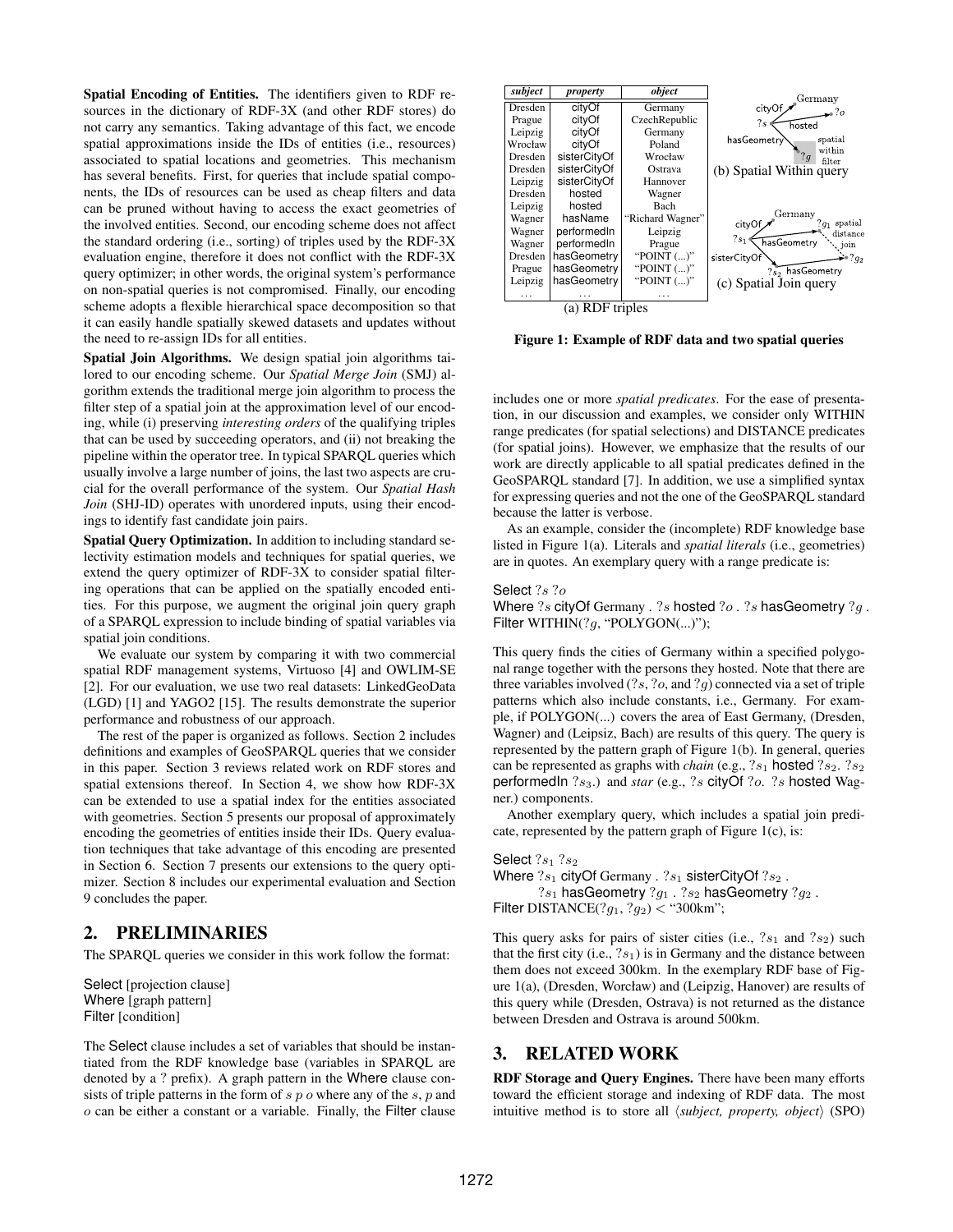**Spatial Encoding of Entities.** The identifiers given to RDF resources in the dictionary of RDF-3X (and other RDF stores) do not carry any semantics. Taking advantage of this fact, we encode spatial approximations inside the IDs of entities (i.e., resources) associated to spatial locations and geometries. This mechanism has several benefits. First, for queries that include spatial components, the IDs of resources can be used as cheap filters and data can be pruned without having to access the exact geometries of the involved entities. Second, our encoding scheme does not affect the standard ordering (i.e., sorting) of triples used by the RDF-3X evaluation engine, therefore it does not conflict with the RDF-3X query optimizer; in other words, the original system's performance on non-spatial queries is not compromised. Finally, our encoding scheme adopts a flexible hierarchical space decomposition so that it can easily handle spatially skewed datasets and updates without the need to re-assign IDs for all entities.

**Spatial Join Algorithms.** We design spatial join algorithms tailored to our encoding scheme. Our *Spatial Merge Join* (SMJ) algorithm extends the traditional merge join algorithm to process the filter step of a spatial join at the approximation level of our encoding, while (i) preserving *interesting orders* of the qualifying triples that can be used by succeeding operators, and (ii) not breaking the pipeline within the operator tree. In typical SPARQL queries which usually involve a large number of joins, the last two aspects are crucial for the overall performance of the system. Our *Spatial Hash Join* (SHJ-ID) operates with unordered inputs, using their encodings to identify fast candidate join pairs.

**Spatial Query Optimization.** In addition to including standard selectivity estimation models and techniques for spatial queries, we extend the query optimizer of RDF-3X to consider spatial filtering operations that can be applied on the spatially encoded entities. For this purpose, we augment the original join query graph of a SPARQL expression to include binding of spatial variables via spatial join conditions.

We evaluate our system by comparing it with two commercial spatial RDF management systems, Virtuoso [4] and OWLIM-SE [2]. For our evaluation, we use two real datasets: LinkedGeoData (LGD) [1] and YAGO2 [15]. The results demonstrate the superior performance and robustness of our approach.

The rest of the paper is organized as follows. Section 2 includes definitions and examples of GeoSPARQL queries that we consider in this paper. Section 3 reviews related work on RDF stores and spatial extensions thereof. In Section 4, we show how RDF-3X can be extended to use a spatial index for the entities associated with geometries. Section 5 presents our proposal of approximately encoding the geometries of entities inside their IDs. Query evaluation techniques that take advantage of this encoding are presented in Section 6. Section 7 presents our extensions to the query optimizer. Section 8 includes our experimental evaluation and Section 9 concludes the paper.

## 2. PRELIMINARIES

The SPARQL queries we consider in this work follow the format:

Select [projection clause]
Where [graph pattern]
Filter [condition]

The Select clause includes a set of variables that should be instantiated from the RDF knowledge base (variables in SPARQL are denoted by a ? prefix). A graph pattern in the Where clause consists of triple patterns in the form of $s$ $p$ $o$ where any of the $s$, $p$ and $o$ can be either a constant or a variable. Finally, the Filter clause includes one or more *spatial predicates*. For the ease of presentation, in our discussion and examples, we consider only WITHIN range predicates (for spatial selections) and DISTANCE predicates (for spatial joins). However, we emphasize that the results of our work are directly applicable to all spatial predicates defined in the GeoSPARQL standard [7]. In addition, we use a simplified syntax for expressing queries and not the one of the GeoSPARQL standard because the latter is verbose.

| subject | property | object |
|---|---|---|
| Dresden | cityOf | Germany |
| Prague | cityOf | CzechRepublic |
| Leipzig | cityOf | Germany |
| Wrocław | cityOf | Poland |
| Dresden | sisterCityOf | Wrocław |
| Dresden | sisterCityOf | Ostrava |
| Leipzig | sisterCityOf | Hannover |
| Dresden | hosted | Wagner |
| Leipzig | hosted | Bach |
| Wagner | hasName | "Richard Wagner" |
| Wagner | performedIn | Leipzig |
| Wagner | performedIn | Prague |
| Dresden | hasGeometry | "POINT (...)" |
| Prague | hasGeometry | "POINT (...)" |
| Leipzig | hasGeometry | "POINT (...)" |
| ... | ... | ... |

(a) RDF triples

cityOf
Germany
?s
?o
hosted
hasGeometry
?g
spatial within filter

(b) Spatial Within query

Germany
cityOf
?g1 spatial distance join
?s1
hasGeometry
sisterCityOf
?g2
?s2 hasGeometry

(c) Spatial Join query

**Figure 1: Example of RDF data and two spatial queries**

As an example, consider the (incomplete) RDF knowledge base listed in Figure 1(a). Literals and *spatial literals* (i.e., geometries) are in quotes. An exemplary query with a range predicate is:

Select $?s$ $?o$
Where $?s$ cityOf Germany . $?s$ hosted $?o$ . $?s$ hasGeometry $?g$ .
Filter WITHIN($?g$, "POLYGON(...)");

This query finds the cities of Germany within a specified polygonal range together with the persons they hosted. Note that there are three variables involved ($?s$, $?o$, and $?g$) connected via a set of triple patterns which also include constants, i.e., Germany. For example, if POLYGON(...) covers the area of East Germany, (Dresden, Wagner) and (Leipsiz, Bach) are results of this query. The query is represented by the pattern graph of Figure 1(b). In general, queries can be represented as graphs with *chain* (e.g., $?s_1$ hosted $?s_2$. $?s_2$ performedIn $?s_3$.) and *star* (e.g., $?s$ cityOf $?o$. $?s$ hosted Wagner.) components.

Another exemplary query, which includes a spatial join predicate, represented by the pattern graph of Figure 1(c), is:

Select $?s_1$ $?s_2$
Where $?s_1$ cityOf Germany . $?s_1$ sisterCityOf $?s_2$ .
$?s_1$ hasGeometry $?g_1$ . $?s_2$ hasGeometry $?g_2$ .
Filter DISTANCE($?g_1$, $?g_2$) < "300km";

This query asks for pairs of sister cities (i.e., $?s_1$ and $?s_2$) such that the first city (i.e., $?s_1$) is in Germany and the distance between them does not exceed 300km. In the exemplary RDF base of Figure 1(a), (Dresden, Worcław) and (Leipzig, Hanover) are results of this query while (Dresden, Ostrava) is not returned as the distance between Dresden and Ostrava is around 500km.

## 3. RELATED WORK

**RDF Storage and Query Engines.** There have been many efforts toward the efficient storage and indexing of RDF data. The most intuitive method is to store all ⟨*subject, property, object*⟩ (SPO)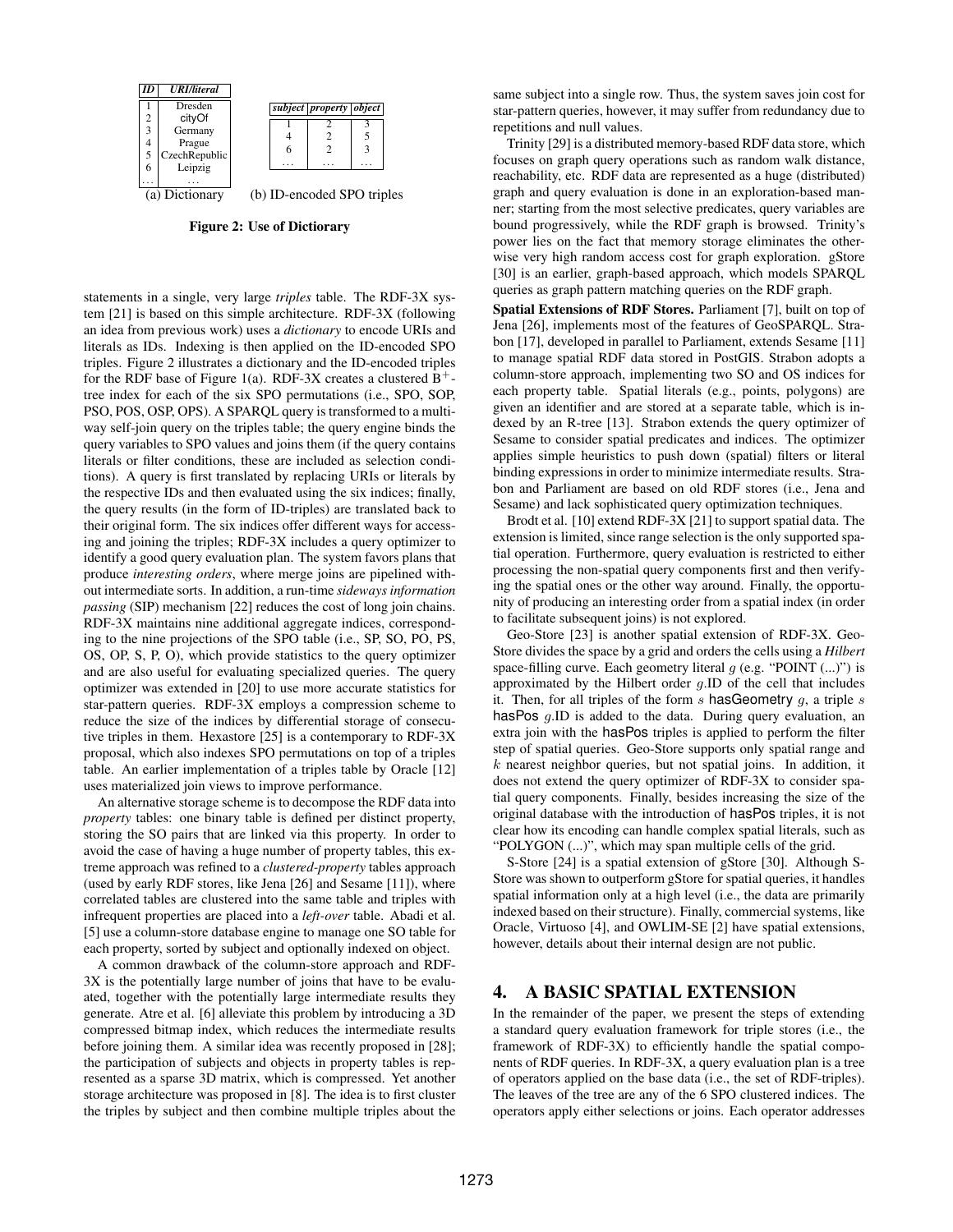| ID | URI/literal |
|---|---|
| 1 | Dresden |
| 2 | cityOf |
| 3 | Germany |
| 4 | Prague |
| 5 | CzechRepublic |
| 6 | Leipzig |
| ... | ... |

(a) Dictionary

| subject | property | object |
|---|---|---|
| 1 | 2 | 3 |
| 4 | 2 | 5 |
| 6 | 2 | 3 |
| ... | ... | ... |

(b) ID-encoded SPO triples

**Figure 2: Use of Dictionary**

statements in a single, very large *triples* table. The RDF-3X system [21] is based on this simple architecture. RDF-3X (following an idea from previous work) uses a *dictionary* to encode URIs and literals as IDs. Indexing is then applied on the ID-encoded SPO triples. Figure 2 illustrates a dictionary and the ID-encoded triples for the RDF base of Figure 1(a). RDF-3X creates a clustered $B^+$-tree index for each of the six SPO permutations (i.e., SPO, SOP, PSO, POS, OSP, OPS). A SPARQL query is transformed to a multi-way self-join query on the triples table; the query engine binds the query variables to SPO values and joins them (if the query contains literals or filter conditions, these are included as selection conditions). A query is first translated by replacing URIs or literals by the respective IDs and then evaluated using the six indices; finally, the query results (in the form of ID-triples) are translated back to their original form. The six indices offer different ways for accessing and joining the triples; RDF-3X includes a query optimizer to identify a good query evaluation plan. The system favors plans that produce *interesting orders*, where merge joins are pipelined without intermediate sorts. In addition, a run-time *sideways information passing* (SIP) mechanism [22] reduces the cost of long join chains. RDF-3X maintains nine additional aggregate indices, corresponding to the nine projections of the SPO table (i.e., SP, SO, PO, PS, OS, OP, S, P, O), which provide statistics to the query optimizer and are also useful for evaluating specialized queries. The query optimizer was extended in [20] to use more accurate statistics for star-pattern queries. RDF-3X employs a compression scheme to reduce the size of the indices by differential storage of consecutive triples in them. Hexastore [25] is a contemporary to RDF-3X proposal, which also indexes SPO permutations on top of a triples table. An earlier implementation of a triples table by Oracle [12] uses materialized join views to improve performance.

An alternative storage scheme is to decompose the RDF data into *property* tables: one binary table is defined per distinct property, storing the SO pairs that are linked via this property. In order to avoid the case of having a huge number of property tables, this extreme approach was refined to a *clustered-property* tables approach (used by early RDF stores, like Jena [26] and Sesame [11]), where correlated tables are clustered into the same table and triples with infrequent properties are placed into a *left-over* table. Abadi et al. [5] use a column-store database engine to manage one SO table for each property, sorted by subject and optionally indexed on object.

A common drawback of the column-store approach and RDF-3X is the potentially large number of joins that have to be evaluated, together with the potentially large intermediate results they generate. Atre et al. [6] alleviate this problem by introducing a 3D compressed bitmap index, which reduces the intermediate results before joining them. A similar idea was recently proposed in [28]; the participation of subjects and objects in property tables is represented as a sparse 3D matrix, which is compressed. Yet another storage architecture was proposed in [8]. The idea is to first cluster the triples by subject and then combine multiple triples about the same subject into a single row. Thus, the system saves join cost for star-pattern queries, however, it may suffer from redundancy due to repetitions and null values.

Trinity [29] is a distributed memory-based RDF data store, which focuses on graph query operations such as random walk distance, reachability, etc. RDF data are represented as a huge (distributed) graph and query evaluation is done in an exploration-based manner; starting from the most selective predicates, query variables are bound progressively, while the RDF graph is browsed. Trinity's power lies on the fact that memory storage eliminates the otherwise very high random access cost for graph exploration. gStore [30] is an earlier, graph-based approach, which models SPARQL queries as graph pattern matching queries on the RDF graph.

**Spatial Extensions of RDF Stores.** Parliament [7], built on top of Jena [26], implements most of the features of GeoSPARQL. Strabon [17], developed in parallel to Parliament, extends Sesame [11] to manage spatial RDF data stored in PostGIS. Strabon adopts a column-store approach, implementing two SO and OS indices for each property table. Spatial literals (e.g., points, polygons) are given an identifier and are stored at a separate table, which is indexed by an R-tree [13]. Strabon extends the query optimizer of Sesame to consider spatial predicates and indices. The optimizer applies simple heuristics to push down (spatial) filters or literal binding expressions in order to minimize intermediate results. Strabon and Parliament are based on old RDF stores (i.e., Jena and Sesame) and lack sophisticated query optimization techniques.

Brodt et al. [10] extend RDF-3X [21] to support spatial data. The extension is limited, since range selection is the only supported spatial operation. Furthermore, query evaluation is restricted to either processing the non-spatial query components first and then verifying the spatial ones or the other way around. Finally, the opportunity of producing an interesting order from a spatial index (in order to facilitate subsequent joins) is not explored.

Geo-Store [23] is another spatial extension of RDF-3X. Geo-Store divides the space by a grid and orders the cells using a *Hilbert* space-filling curve. Each geometry literal $g$ (e.g. "POINT (...)") is approximated by the Hilbert order $g$.ID of the cell that includes it. Then, for all triples of the form $s$ hasGeometry $g$, a triple $s$ hasPos $g$.ID is added to the data. During query evaluation, an extra join with the hasPos triples is applied to perform the filter step of spatial queries. Geo-Store supports only spatial range and $k$ nearest neighbor queries, but not spatial joins. In addition, it does not extend the query optimizer of RDF-3X to consider spatial query components. Finally, besides increasing the size of the original database with the introduction of hasPos triples, it is not clear how its encoding can handle complex spatial literals, such as "POLYGON (...)", which may span multiple cells of the grid.

S-Store [24] is a spatial extension of gStore [30]. Although S-Store was shown to outperform gStore for spatial queries, it handles spatial information only at a high level (i.e., the data are primarily indexed based on their structure). Finally, commercial systems, like Oracle, Virtuoso [4], and OWLIM-SE [2] have spatial extensions, however, details about their internal design are not public.

## 4. A BASIC SPATIAL EXTENSION

In the remainder of the paper, we present the steps of extending a standard query evaluation framework for triple stores (i.e., the framework of RDF-3X) to efficiently handle the spatial components of RDF queries. In RDF-3X, a query evaluation plan is a tree of operators applied on the base data (i.e., the set of RDF-triples). The leaves of the tree are any of the 6 SPO clustered indices. The operators apply either selections or joins. Each operator addresses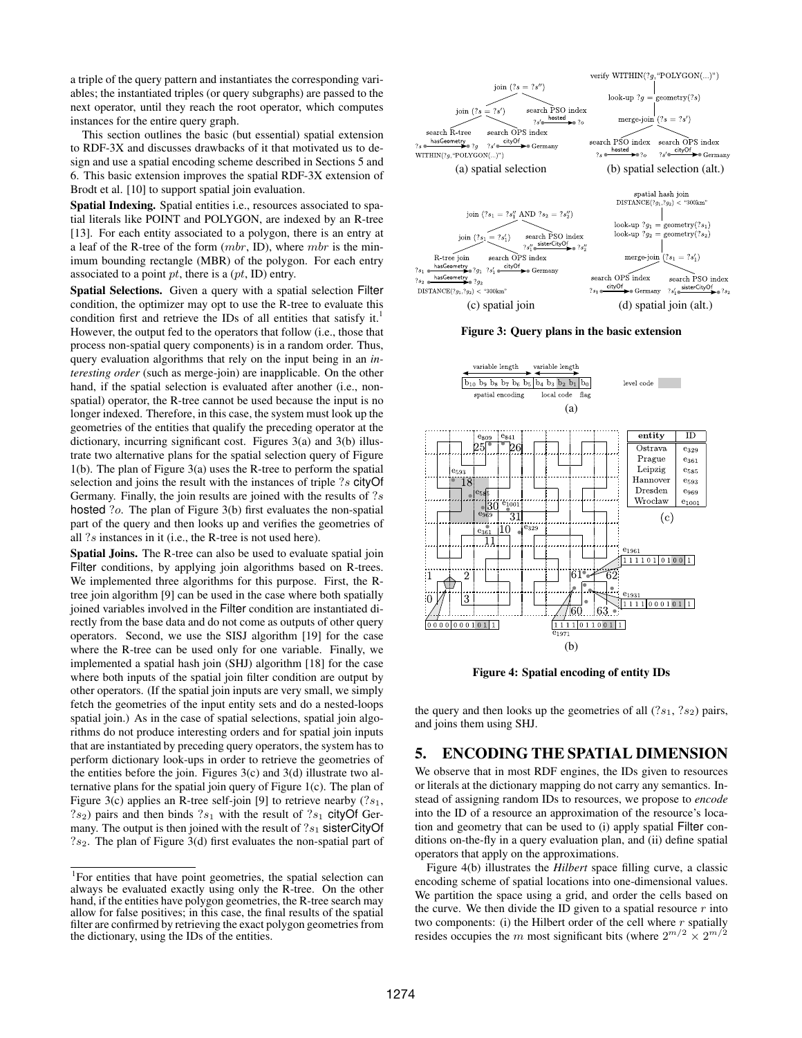a triple of the query pattern and instantiates the corresponding variables; the instantiated triples (or query subgraphs) are passed to the next operator, until they reach the root operator, which computes instances for the entire query graph.

This section outlines the basic (but essential) spatial extension to RDF-3X and discusses drawbacks of it that motivated us to design and use a spatial encoding scheme described in Sections 5 and 6. This basic extension improves the spatial RDF-3X extension of Brodt et al. [10] to support spatial join evaluation.

**Spatial Indexing.** Spatial entities i.e., resources associated to spatial literals like POINT and POLYGON, are indexed by an R-tree [13]. For each entity associated to a polygon, there is an entry at a leaf of the R-tree of the form ($mbr$, ID), where $mbr$ is the minimum bounding rectangle (MBR) of the polygon. For each entry associated to a point $pt$, there is a ($pt$, ID) entry.

**Spatial Selections.** Given a query with a spatial selection Filter condition, the optimizer may opt to use the R-tree to evaluate this condition first and retrieve the IDs of all entities that satisfy it.[1] However, the output fed to the operators that follow (i.e., those that process non-spatial query components) is in a random order. Thus, query evaluation algorithms that rely on the input being in an *interesting order* (such as merge-join) are inapplicable. On the other hand, if the spatial selection is evaluated after another (i.e., non-spatial) operator, the R-tree cannot be used because the input is no longer indexed. Therefore, in this case, the system must look up the geometries of the entities that qualify the preceding operator at the dictionary, incurring significant cost. Figures 3(a) and 3(b) illustrate two alternative plans for the spatial selection query of Figure 1(b). The plan of Figure 3(a) uses the R-tree to perform the spatial selection and joins the result with the instances of triple ?s cityOf Germany. Finally, the join results are joined with the results of ?s hosted ?o. The plan of Figure 3(b) first evaluates the non-spatial part of the query and then looks up and verifies the geometries of all ?s instances in it (i.e., the R-tree is not used here).

**Spatial Joins.** The R-tree can also be used to evaluate spatial join Filter conditions, by applying join algorithms based on R-trees. We implemented three algorithms for this purpose. First, the R-tree join algorithm [9] can be used in the case where both spatially joined variables involved in the Filter condition are instantiated directly from the base data and do not come as outputs of other query operators. Second, we use the SISJ algorithm [19] for the case where the R-tree can be used only for one variable. Finally, we implemented a spatial hash join (SHJ) algorithm [18] for the case where both inputs of the spatial join filter condition are output by other operators. (If the spatial join inputs are very small, we simply fetch the geometries of the input entity sets and do a nested-loops spatial join.) As in the case of spatial selections, spatial join algorithms do not produce interesting orders and for spatial join inputs that are instantiated by preceding query operators, the system has to perform dictionary look-ups in order to retrieve the geometries of the entities before the join. Figures 3(c) and 3(d) illustrate two alternative plans for the spatial join query of Figure 1(c). The plan of Figure 3(c) applies an R-tree self-join [9] to retrieve nearby ($?s_1$, $?s_2$) pairs and then binds $?s_1$ with the result of $?s_1$ cityOf Germany. The output is then joined with the result of $?s_1$ sisterCityOf $?s_2$. The plan of Figure 3(d) first evaluates the non-spatial part of the query and then looks up the geometries of all ($?s_1$, $?s_2$) pairs, and joins them using SHJ.

(a) spatial selection

(b) spatial selection (alt.)

(c) spatial join

(d) spatial join (alt.)

**Figure 3: Query plans in the basic extension**

| entity | ID |
|---|---|
| Ostrava | $e_{329}$ |
| Prague | $e_{361}$ |
| Leipzig | $e_{585}$ |
| Hannover | $e_{593}$ |
| Dresden | $e_{969}$ |
| Wrocław | $e_{1001}$ |

**Figure 4: Spatial encoding of entity IDs**

## 5. ENCODING THE SPATIAL DIMENSION

We observe that in most RDF engines, the IDs given to resources or literals at the dictionary mapping do not carry any semantics. Instead of assigning random IDs to resources, we propose to *encode* into the ID of a resource an approximation of the resource's location and geometry that can be used to (i) apply spatial Filter conditions on-the-fly in a query evaluation plan, and (ii) define spatial operators that apply on the approximations.

Figure 4(b) illustrates the *Hilbert* space filling curve, a classic encoding scheme of spatial locations into one-dimensional values. We partition the space using a grid, and order the cells based on the curve. We then divide the ID given to a spatial resource $r$ into two components: (i) the Hilbert order of the cell where $r$ spatially resides occupies the $m$ most significant bits (where $2^{m/2} \times 2^{m/2}$

[1] For entities that have point geometries, the spatial selection can always be evaluated exactly using only the R-tree. On the other hand, if the entities have polygon geometries, the R-tree search may allow for false positives; in this case, the final results of the spatial filter are confirmed by retrieving the exact polygon geometries from the dictionary, using the IDs of the entities.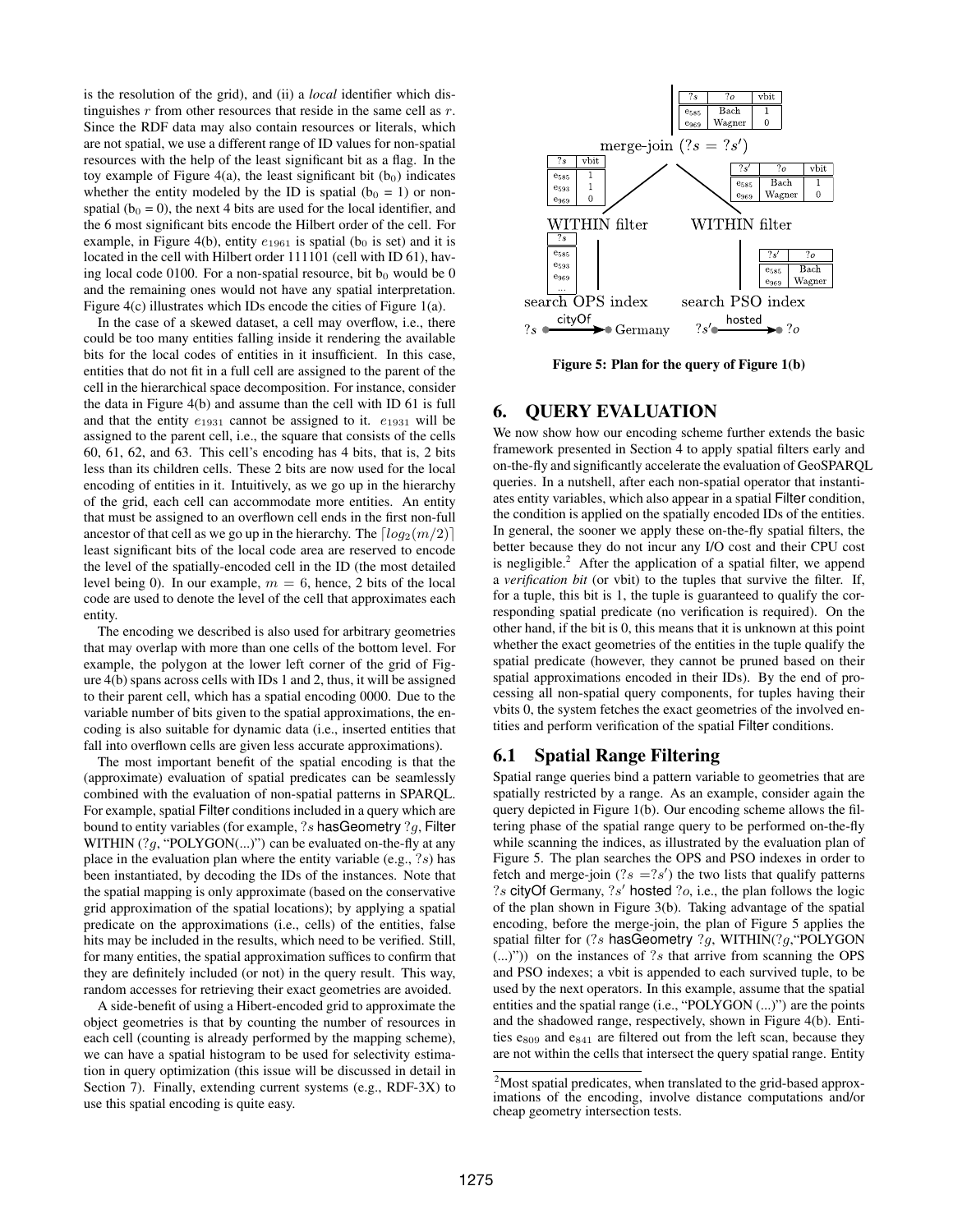is the resolution of the grid), and (ii) a *local* identifier which distinguishes $r$ from other resources that reside in the same cell as $r$. Since the RDF data may also contain resources or literals, which are not spatial, we use a different range of ID values for non-spatial resources with the help of the least significant bit as a flag. In the toy example of Figure 4(a), the least significant bit ($b_0$) indicates whether the entity modeled by the ID is spatial ($b_0$ = 1) or non-spatial ($b_0$ = 0), the next 4 bits are used for the local identifier, and the 6 most significant bits encode the Hilbert order of the cell. For example, in Figure 4(b), entity $e_{1961}$ is spatial ($b_0$ is set) and it is located in the cell with Hilbert order 111101 (cell with ID 61), having local code 0100. For a non-spatial resource, bit $b_0$ would be 0 and the remaining ones would not have any spatial interpretation. Figure 4(c) illustrates which IDs encode the cities of Figure 1(a).

In the case of a skewed dataset, a cell may overflow, i.e., there could be too many entities falling inside it rendering the available bits for the local codes of entities in it insufficient. In this case, entities that do not fit in a full cell are assigned to the parent of the cell in the hierarchical space decomposition. For instance, consider the data in Figure 4(b) and assume than the cell with ID 61 is full and that the entity $e_{1931}$ cannot be assigned to it. $e_{1931}$ will be assigned to the parent cell, i.e., the square that consists of the cells 60, 61, 62, and 63. This cell's encoding has 4 bits, that is, 2 bits less than its children cells. These 2 bits are now used for the local encoding of entities in it. Intuitively, as we go up in the hierarchy of the grid, each cell can accommodate more entities. An entity that must be assigned to an overflown cell ends in the first non-full ancestor of that cell as we go up in the hierarchy. The $\lceil log_2(m/2) \rceil$ least significant bits of the local code area are reserved to encode the level of the spatially-encoded cell in the ID (the most detailed level being 0). In our example, $m = 6$, hence, 2 bits of the local code are used to denote the level of the cell that approximates each entity.

The encoding we described is also used for arbitrary geometries that may overlap with more than one cells of the bottom level. For example, the polygon at the lower left corner of the grid of Figure 4(b) spans across cells with IDs 1 and 2, thus, it will be assigned to their parent cell, which has a spatial encoding 0000. Due to the variable number of bits given to the spatial approximations, the encoding is also suitable for dynamic data (i.e., inserted entities that fall into overflown cells are given less accurate approximations).

The most important benefit of the spatial encoding is that the (approximate) evaluation of spatial predicates can be seamlessly combined with the evaluation of non-spatial patterns in SPARQL. For example, spatial Filter conditions included in a query which are bound to entity variables (for example, $?s$ hasGeometry $?g$, Filter WITHIN ($?g$, "POLYGON(...)") can be evaluated on-the-fly at any place in the evaluation plan where the entity variable (e.g., $?s$) has been instantiated, by decoding the IDs of the instances. Note that the spatial mapping is only approximate (based on the conservative grid approximation of the spatial locations); by applying a spatial predicate on the approximations (i.e., cells) of the entities, false hits may be included in the results, which need to be verified. Still, for many entities, the spatial approximation suffices to confirm that they are definitely included (or not) in the query result. This way, random accesses for retrieving their exact geometries are avoided.

A side-benefit of using a Hibert-encoded grid to approximate the object geometries is that by counting the number of resources in each cell (counting is already performed by the mapping scheme), we can have a spatial histogram to be used for selectivity estimation in query optimization (this issue will be discussed in detail in Section 7). Finally, extending current systems (e.g., RDF-3X) to use this spatial encoding is quite easy.

| ?s | ?o | vbit |
| --- | --- | --- |
| $e_{585}$ | Bach | 1 |
| $e_{969}$ | Wagner | 0 |

merge-join ($?s = ?s'$)

| ?s | vbit |
| --- | --- |
| $e_{585}$ | 1 |
| $e_{593}$ | 1 |
| $e_{969}$ | 0 |

| ?s' | ?o | vbit |
| --- | --- | --- |
| $e_{585}$ | Bach | 1 |
| $e_{969}$ | Wagner | 0 |

WITHIN filter    WITHIN filter

| ?s |
| --- |
| $e_{585}$ |
| $e_{593}$ |
| $e_{969}$ |
| ... |

| ?s' | ?o |
| --- | --- |
| $e_{585}$ | Bach |
| $e_{969}$ | Wagner |

search OPS index    search PSO index

$?s$ cityOf Germany    $?s'$ hosted $?o$

**Figure 5: Plan for the query of Figure 1(b)**

## 6. QUERY EVALUATION

We now show how our encoding scheme further extends the basic framework presented in Section 4 to apply spatial filters early and on-the-fly and significantly accelerate the evaluation of GeoSPARQL queries. In a nutshell, after each non-spatial operator that instantiates entity variables, which also appear in a spatial Filter condition, the condition is applied on the spatially encoded IDs of the entities. In general, the sooner we apply these on-the-fly spatial filters, the better because they do not incur any I/O cost and their CPU cost is negligible.[2] After the application of a spatial filter, we append a *verification bit* (or vbit) to the tuples that survive the filter. If, for a tuple, this bit is 1, the tuple is guaranteed to qualify the corresponding spatial predicate (no verification is required). On the other hand, if the bit is 0, this means that it is unknown at this point whether the exact geometries of the entities in the tuple qualify the spatial predicate (however, they cannot be pruned based on their spatial approximations encoded in their IDs). By the end of processing all non-spatial query components, for tuples having their vbits 0, the system fetches the exact geometries of the involved entities and perform verification of the spatial Filter conditions.

### 6.1 Spatial Range Filtering

Spatial range queries bind a pattern variable to geometries that are spatially restricted by a range. As an example, consider again the query depicted in Figure 1(b). Our encoding scheme allows the filtering phase of the spatial range query to be performed on-the-fly while scanning the indices, as illustrated by the evaluation plan of Figure 5. The plan searches the OPS and PSO indexes in order to fetch and merge-join ($?s$ =$?s'$) the two lists that qualify patterns $?s$ cityOf Germany, $?s'$ hosted $?o$, i.e., the plan follows the logic of the plan shown in Figure 3(b). Taking advantage of the spatial encoding, before the merge-join, the plan of Figure 5 applies the spatial filter for ($?s$ hasGeometry $?g$, WITHIN($?g$,"POLYGON (...)")) on the instances of $?s$ that arrive from scanning the OPS and PSO indexes; a vbit is appended to each survived tuple, to be used by the next operators. In this example, assume that the spatial entities and the spatial range (i.e., "POLYGON (...)") are the points and the shadowed range, respectively, shown in Figure 4(b). Entities $e_{809}$ and $e_{841}$ are filtered out from the left scan, because they are not within the cells that intersect the query spatial range. Entity

[2] Most spatial predicates, when translated to the grid-based approximations of the encoding, involve distance computations and/or cheap geometry intersection tests.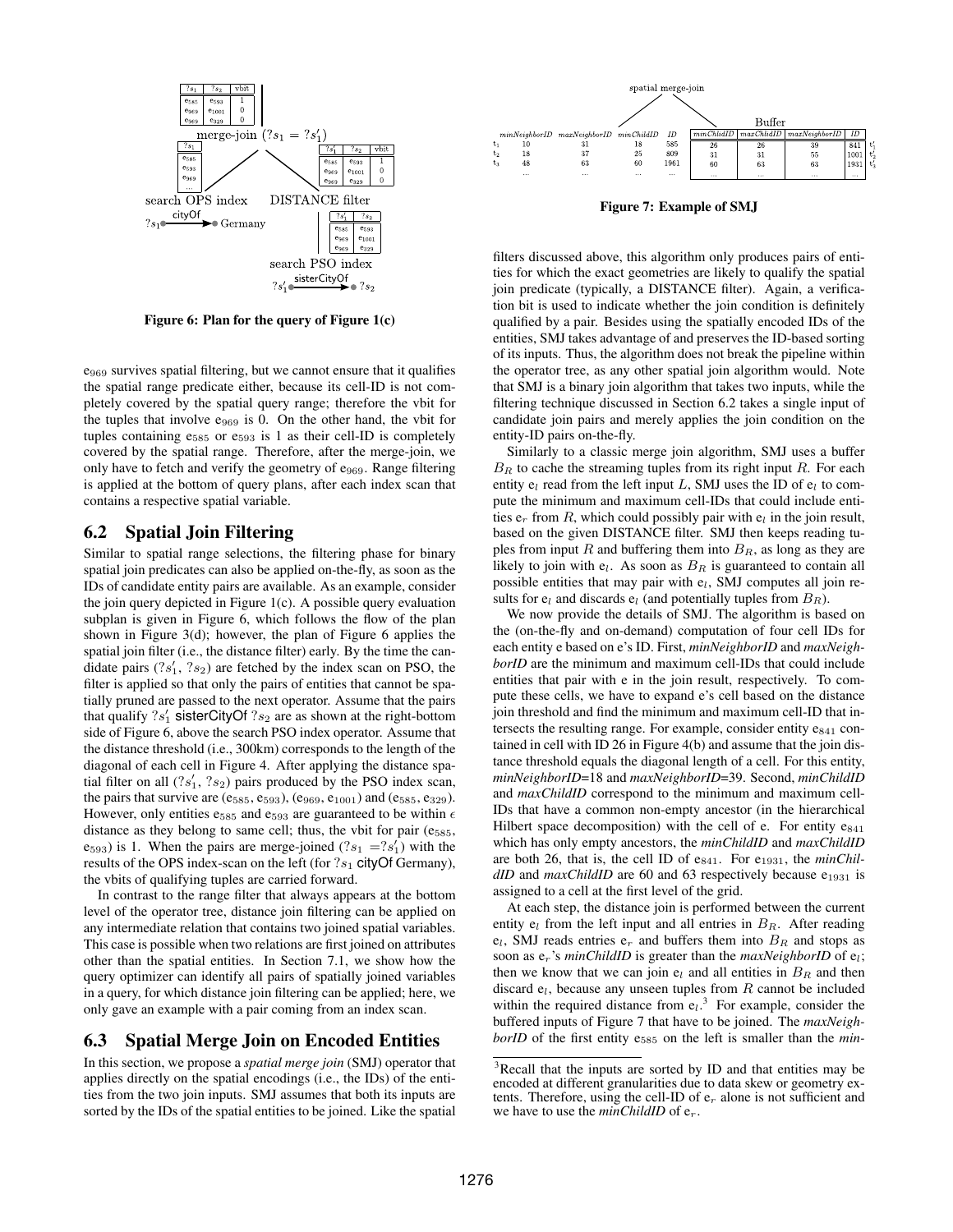| $?s_1$ | $?s_2$ | vbit |
|---|---|---|
| $e_{585}$ | $e_{593}$ | 1 |
| $e_{969}$ | $e_{1001}$ | 0 |
| $e_{969}$ | $e_{329}$ | 0 |

merge-join ($?s_1 = ?s'_1$)

| $?s_1$ |
|---|
| $e_{585}$ |
| $e_{593}$ |
| $e_{969}$ |
| ... |

search OPS index

$?s_1$ —cityOf→ Germany

| $?s'_1$ | $?s_2$ | vbit |
|---|---|---|
| $e_{585}$ | $e_{593}$ | 1 |
| $e_{969}$ | $e_{1001}$ | 0 |
| $e_{969}$ | $e_{329}$ | 0 |

DISTANCE filter

| $?s'_1$ | $?s_2$ |
|---|---|
| $e_{585}$ | $e_{593}$ |
| $e_{969}$ | $e_{1001}$ |
| $e_{969}$ | $e_{329}$ |

search PSO index

$?s'_1$ —sisterCityOf→ $?s_2$

**Figure 6: Plan for the query of Figure 1(c)**

$e_{969}$ survives spatial filtering, but we cannot ensure that it qualifies the spatial range predicate either, because its cell-ID is not completely covered by the spatial query range; therefore the vbit for the tuples that involve $e_{969}$ is 0. On the other hand, the vbit for tuples containing $e_{585}$ or $e_{593}$ is 1 as their cell-ID is completely covered by the spatial range. Therefore, after the merge-join, we only have to fetch and verify the geometry of $e_{969}$. Range filtering is applied at the bottom of query plans, after each index scan that contains a respective spatial variable.

## 6.2 Spatial Join Filtering

Similar to spatial range selections, the filtering phase for binary spatial join predicates can also be applied on-the-fly, as soon as the IDs of candidate entity pairs are available. As an example, consider the join query depicted in Figure 1(c). A possible query evaluation subplan is given in Figure 6, which follows the flow of the plan shown in Figure 3(d); however, the plan of Figure 6 applies the spatial join filter (i.e., the distance filter) early. By the time the candidate pairs ($?s'_1$, $?s_2$) are fetched by the index scan on PSO, the filter is applied so that only the pairs of entities that cannot be spatially pruned are passed to the next operator. Assume that the pairs that qualify $?s'_1$ sisterCityOf $?s_2$ are as shown at the right-bottom side of Figure 6, above the search PSO index operator. Assume that the distance threshold (i.e., 300km) corresponds to the length of the diagonal of each cell in Figure 4. After applying the distance spatial filter on all ($?s'_1$, $?s_2$) pairs produced by the PSO index scan, the pairs that survive are ($e_{585}$, $e_{593}$), ($e_{969}$, $e_{1001}$) and ($e_{585}$, $e_{329}$). However, only entities $e_{585}$ and $e_{593}$ are guaranteed to be within $\epsilon$ distance as they belong to same cell; thus, the vbit for pair ($e_{585}$, $e_{593}$) is 1. When the pairs are merge-joined ($?s_1 = ?s'_1$) with the results of the OPS index-scan on the left (for $?s_1$ cityOf Germany), the vbits of qualifying tuples are carried forward.

In contrast to the range filter that always appears at the bottom level of the operator tree, distance join filtering can be applied on any intermediate relation that contains two joined spatial variables. This case is possible when two relations are first joined on attributes other than the spatial entities. In Section 7.1, we show how the query optimizer can identify all pairs of spatially joined variables in a query, for which distance join filtering can be applied; here, we only gave an example with a pair coming from an index scan.

## 6.3 Spatial Merge Join on Encoded Entities

In this section, we propose a *spatial merge join* (SMJ) operator that applies directly on the spatial encodings (i.e., the IDs) of the entities from the two join inputs. SMJ assumes that both its inputs are sorted by the IDs of the spatial entities to be joined. Like the spatial

spatial merge-join

| | minNeighborID | maxNeighborID | minChildID | ID |
|---|---|---|---|---|
| $t_1$ | 10 | 31 | 18 | 585 |
| $t_2$ | 18 | 37 | 25 | 809 |
| $t_3$ | 48 | 63 | 60 | 1961 |
| | ... | ... | ... | ... |

Buffer

| minChildID | maxChildID | maxNeighborID | ID | |
|---|---|---|---|---|
| 26 | 26 | 39 | 841 | $t'_1$ |
| 31 | 31 | 55 | 1001 | $t'_2$ |
| 60 | 63 | 63 | 1931 | $t'_3$ |
| ... | ... | ... | ... | |

**Figure 7: Example of SMJ**

filters discussed above, this algorithm only produces pairs of entities for which the exact geometries are likely to qualify the spatial join predicate (typically, a DISTANCE filter). Again, a verification bit is used to indicate whether the join condition is definitely qualified by a pair. Besides using the spatially encoded IDs of the entities, SMJ takes advantage of and preserves the ID-based sorting of its inputs. Thus, the algorithm does not break the pipeline within the operator tree, as any other spatial join algorithm would. Note that SMJ is a binary join algorithm that takes two inputs, while the filtering technique discussed in Section 6.2 takes a single input of candidate join pairs and merely applies the join condition on the entity-ID pairs on-the-fly.

Similarly to a classic merge join algorithm, SMJ uses a buffer $B_R$ to cache the streaming tuples from its right input $R$. For each entity $e_l$ read from the left input $L$, SMJ uses the ID of $e_l$ to compute the minimum and maximum cell-IDs that could include entities $e_r$ from $R$, which could possibly pair with $e_l$ in the join result, based on the given DISTANCE filter. SMJ then keeps reading tuples from input $R$ and buffering them into $B_R$, as long as they are likely to join with $e_l$. As soon as $B_R$ is guaranteed to contain all possible entities that may pair with $e_l$, SMJ computes all join results for $e_l$ and discards $e_l$ (and potentially tuples from $B_R$).

We now provide the details of SMJ. The algorithm is based on the (on-the-fly and on-demand) computation of four cell IDs for each entity e based on e's ID. First, *minNeighborID* and *maxNeighborID* are the minimum and maximum cell-IDs that could include entities that pair with e in the join result, respectively. To compute these cells, we have to expand e's cell based on the distance join threshold and find the minimum and maximum cell-ID that intersects the resulting range. For example, consider entity $e_{841}$ contained in cell with ID 26 in Figure 4(b) and assume that the join distance threshold equals the diagonal length of a cell. For this entity, *minNeighborID*=18 and *maxNeighborID*=39. Second, *minChildID* and *maxChildID* correspond to the minimum and maximum cell-IDs that have a common non-empty ancestor (in the hierarchical Hilbert space decomposition) with the cell of e. For entity $e_{841}$ which has only empty ancestors, the *minChildID* and *maxChildID* are both 26, that is, the cell ID of $e_{841}$. For $e_{1931}$, the *minChildID* and *maxChildID* are 60 and 63 respectively because $e_{1931}$ is assigned to a cell at the first level of the grid.

At each step, the distance join is performed between the current entity $e_l$ from the left input and all entries in $B_R$. After reading $e_l$, SMJ reads entries $e_r$ and buffers them into $B_R$ and stops as soon as $e_r$'s *minChildID* is greater than the *maxNeighborID* of $e_l$; then we know that we can join $e_l$ and all entities in $B_R$ and then discard $e_l$, because any unseen tuples from $R$ cannot be included within the required distance from $e_l$.[3] For example, consider the buffered inputs of Figure 7 that have to be joined. The *maxNeighborID* of the first entity $e_{585}$ on the left is smaller than the *min-*

[3]Recall that the inputs are sorted by ID and that entities may be encoded at different granularities due to data skew or geometry extents. Therefore, using the cell-ID of $e_r$ alone is not sufficient and we have to use the *minChildID* of $e_r$.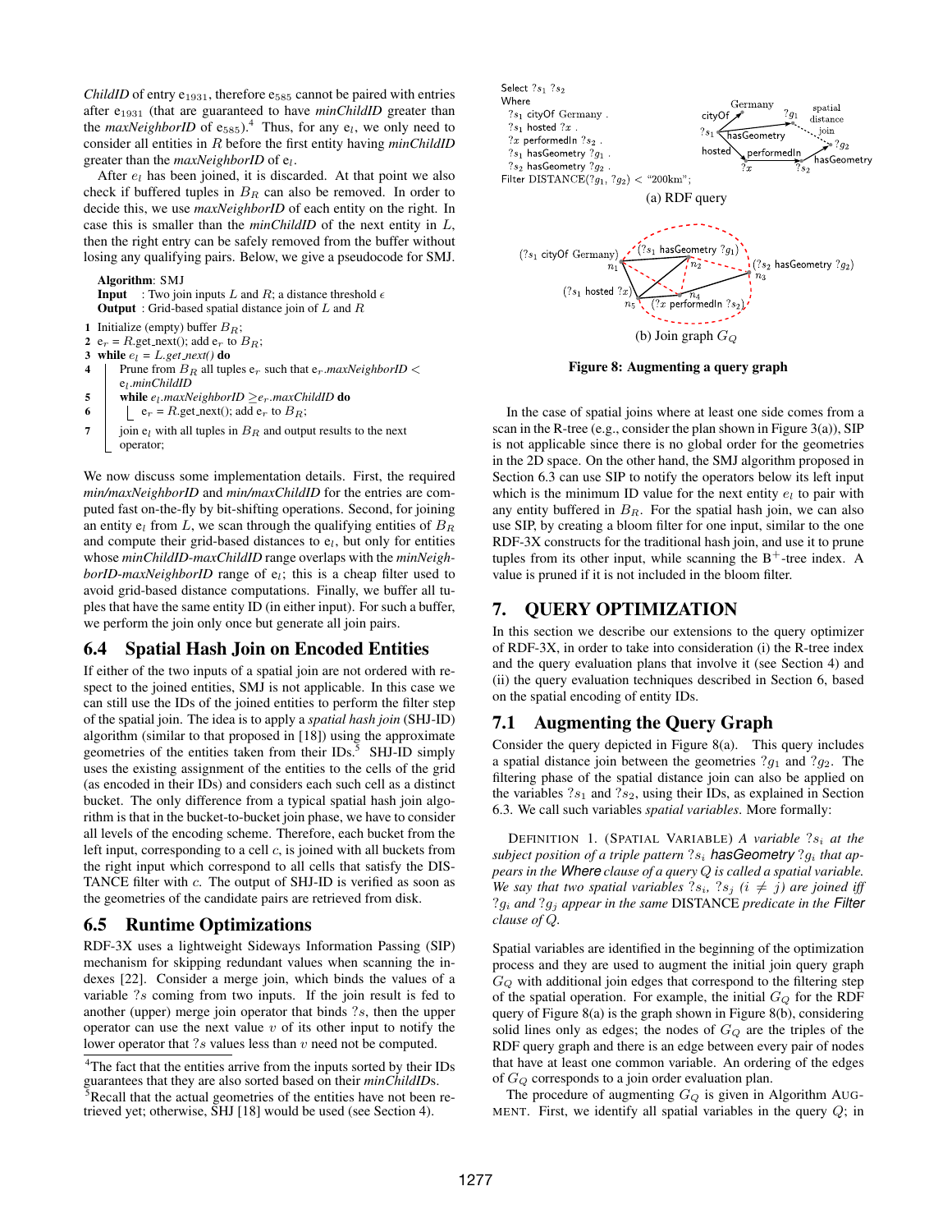*ChildID* of entry $e_{1931}$, therefore $e_{585}$ cannot be paired with entries after $e_{1931}$ (that are guaranteed to have *minChildID* greater than the *maxNeighborID* of $e_{585}$).[4] Thus, for any $e_l$, we only need to consider all entities in $R$ before the first entity having *minChildID* greater than the *maxNeighborID* of $e_l$.

After $e_l$ has been joined, it is discarded. At that point we also check if buffered tuples in $B_R$ can also be removed. In order to decide this, we use *maxNeighborID* of each entity on the right. In case this is smaller than the *minChildID* of the next entity in $L$, then the right entry can be safely removed from the buffer without losing any qualifying pairs. Below, we give a pseudocode for SMJ.

```
Algorithm: SMJ
Input   : Two join inputs L and R; a distance threshold ε
Output  : Grid-based spatial distance join of L and R

1 Initialize (empty) buffer B_R;
2 e_r = R.get_next(); add e_r to B_R;
3 while e_l = L.get_next() do
4     Prune from B_R all tuples e_r such that e_r.maxNeighborID <
      e_l.minChildID
5     while e_l.maxNeighborID ≥ e_r.maxChildID do
6         e_r = R.get_next(); add e_r to B_R;
7     join e_l with all tuples in B_R and output results to the next
      operator;
```

We now discuss some implementation details. First, the required *min/maxNeighborID* and *min/maxChildID* for the entries are computed fast on-the-fly by bit-shifting operations. Second, for joining an entity $e_l$ from $L$, we scan through the qualifying entities of $B_R$ and compute their grid-based distances to $e_l$, but only for entities whose *minChildID-maxChildID* range overlaps with the *minNeighborID-maxNeighborID* range of $e_l$; this is a cheap filter used to avoid grid-based distance computations. Finally, we buffer all tuples that have the same entity ID (in either input). For such a buffer, we perform the join only once but generate all join pairs.

## 6.4 Spatial Hash Join on Encoded Entities

If either of the two inputs of a spatial join are not ordered with respect to the joined entities, SMJ is not applicable. In this case we can still use the IDs of the joined entities to perform the filter step of the spatial join. The idea is to apply a *spatial hash join* (SHJ-ID) algorithm (similar to that proposed in [18]) using the approximate geometries of the entities taken from their IDs.[5] SHJ-ID simply uses the existing assignment of the entities to the cells of the grid (as encoded in their IDs) and considers each such cell as a distinct bucket. The only difference from a typical spatial hash join algorithm is that in the bucket-to-bucket join phase, we have to consider all levels of the encoding scheme. Therefore, each bucket from the left input, corresponding to a cell $c$, is joined with all buckets from the right input which correspond to all cells that satisfy the DISTANCE filter with $c$. The output of SHJ-ID is verified as soon as the geometries of the candidate pairs are retrieved from disk.

## 6.5 Runtime Optimizations

RDF-3X uses a lightweight Sideways Information Passing (SIP) mechanism for skipping redundant values when scanning the indexes [22]. Consider a merge join, which binds the values of a variable $?s$ coming from two inputs. If the join result is fed to another (upper) merge join operator that binds $?s$, then the upper operator can use the next value $v$ of its other input to notify the lower operator that $?s$ values less than $v$ need not be computed.

[4] The fact that the entities arrive from the inputs sorted by their IDs guarantees that they are also sorted based on their *minChildID*s.

[5] Recall that the actual geometries of the entities have not been retrieved yet; otherwise, SHJ [18] would be used (see Section 4).

```
Select ?s1 ?s2
Where
  ?s1 cityOf Germany .
  ?s1 hosted ?x .
  ?x performedIn ?s2 .
  ?s1 hasGeometry ?g1 .
  ?s2 hasGeometry ?g2 .
Filter DISTANCE(?g1, ?g2) < "200km";
```

(a) RDF query

(b) Join graph $G_Q$

**Figure 8: Augmenting a query graph**

In the case of spatial joins where at least one side comes from a scan in the R-tree (e.g., consider the plan shown in Figure 3(a)), SIP is not applicable since there is no global order for the geometries in the 2D space. On the other hand, the SMJ algorithm proposed in Section 6.3 can use SIP to notify the operators below its left input which is the minimum ID value for the next entity $e_l$ to pair with any entity buffered in $B_R$. For the spatial hash join, we can also use SIP, by creating a bloom filter for one input, similar to the one RDF-3X constructs for the traditional hash join, and use it to prune tuples from its other input, while scanning the B$^+$-tree index. A value is pruned if it is not included in the bloom filter.

# 7. QUERY OPTIMIZATION

In this section we describe our extensions to the query optimizer of RDF-3X, in order to take into consideration (i) the R-tree index and the query evaluation plans that involve it (see Section 4) and (ii) the query evaluation techniques described in Section 6, based on the spatial encoding of entity IDs.

## 7.1 Augmenting the Query Graph

Consider the query depicted in Figure 8(a). This query includes a spatial distance join between the geometries $?g_1$ and $?g_2$. The filtering phase of the spatial distance join can also be applied on the variables $?s_1$ and $?s_2$, using their IDs, as explained in Section 6.3. We call such variables *spatial variables*. More formally:

DEFINITION 1. (SPATIAL VARIABLE) *A variable $?s_i$ at the subject position of a triple pattern $?s_i$ hasGeometry $?g_i$ that appears in the Where clause of a query $Q$ is called a spatial variable. We say that two spatial variables $?s_i$, $?s_j$ ($i \neq j$) are joined iff $?g_i$ and $?g_j$ appear in the same* DISTANCE *predicate in the Filter clause of $Q$.*

Spatial variables are identified in the beginning of the optimization process and they are used to augment the initial join query graph $G_Q$ with additional join edges that correspond to the filtering step of the spatial operation. For example, the initial $G_Q$ for the RDF query of Figure 8(a) is the graph shown in Figure 8(b), considering solid lines only as edges; the nodes of $G_Q$ are the triples of the RDF query graph and there is an edge between every pair of nodes that have at least one common variable. An ordering of the edges of $G_Q$ corresponds to a join order evaluation plan.

The procedure of augmenting $G_Q$ is given in Algorithm AUGMENT. First, we identify all spatial variables in the query $Q$; in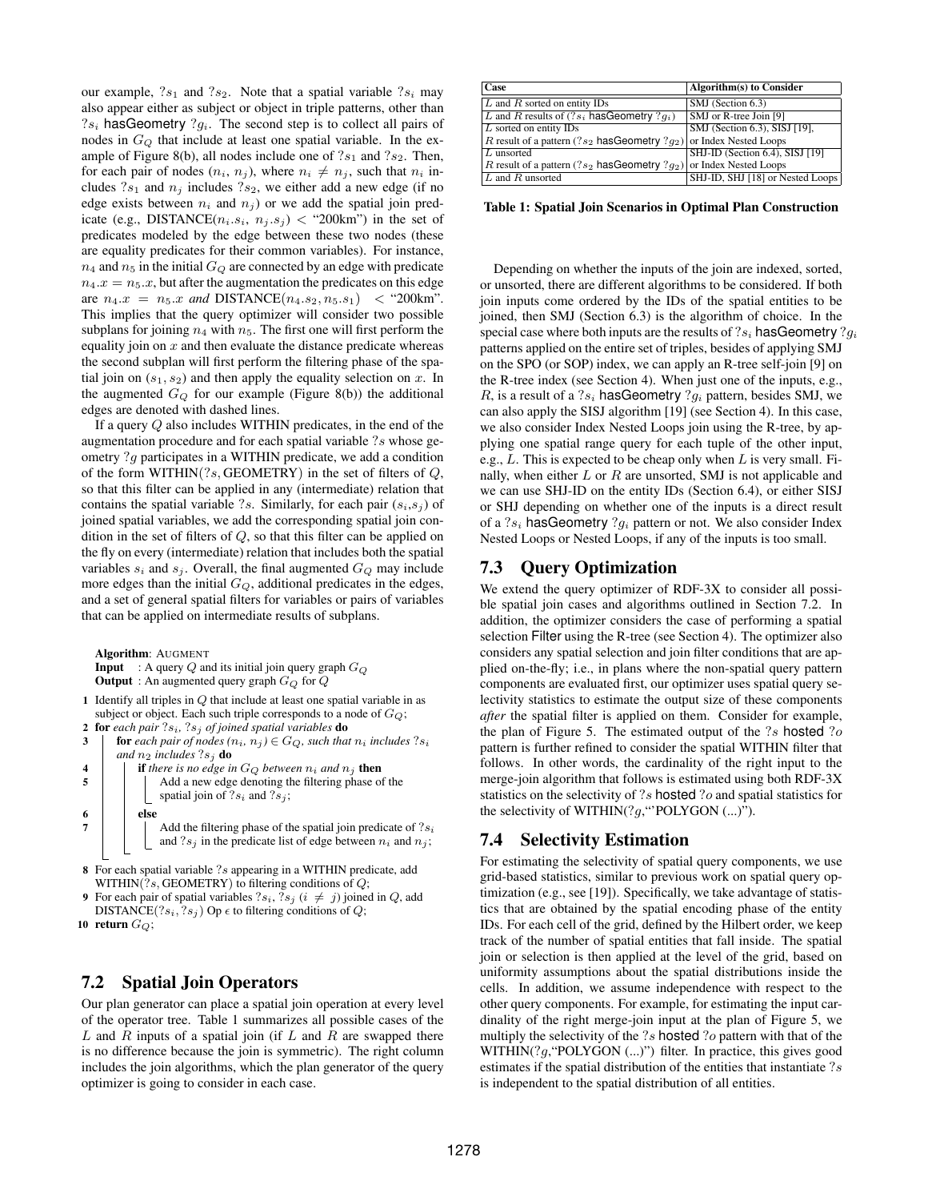our example, $?s_1$ and $?s_2$. Note that a spatial variable $?s_i$ may also appear either as subject or object in triple patterns, other than $?s_i$ hasGeometry $?g_i$. The second step is to collect all pairs of nodes in $G_Q$ that include at least one spatial variable. In the example of Figure 8(b), all nodes include one of $?s_1$ and $?s_2$. Then, for each pair of nodes $(n_i, n_j)$, where $n_i \neq n_j$, such that $n_i$ includes $?s_1$ and $n_j$ includes $?s_2$, we either add a new edge (if no edge exists between $n_i$ and $n_j$) or we add the spatial join predicate (e.g., DISTANCE($n_i.s_i$, $n_j.s_j$) < "200km") in the set of predicates modeled by the edge between these two nodes (these are equality predicates for their common variables). For instance, $n_4$ and $n_5$ in the initial $G_Q$ are connected by an edge with predicate $n_4.x = n_5.x$, but after the augmentation the predicates on this edge are $n_4.x = n_5.x$ *and* DISTANCE($n_4.s_2, n_5.s_1$) < "200km". This implies that the query optimizer will consider two possible subplans for joining $n_4$ with $n_5$. The first one will first perform the equality join on $x$ and then evaluate the distance predicate whereas the second subplan will first perform the filtering phase of the spatial join on $(s_1, s_2)$ and then apply the equality selection on $x$. In the augmented $G_Q$ for our example (Figure 8(b)) the additional edges are denoted with dashed lines.

If a query $Q$ also includes WITHIN predicates, in the end of the augmentation procedure and for each spatial variable $?s$ whose geometry $?g$ participates in a WITHIN predicate, we add a condition of the form WITHIN($?s$, GEOMETRY) in the set of filters of $Q$, so that this filter can be applied in any (intermediate) relation that contains the spatial variable $?s$. Similarly, for each pair $(s_i,s_j)$ of joined spatial variables, we add the corresponding spatial join condition in the set of filters of $Q$, so that this filter can be applied on the fly on every (intermediate) relation that includes both the spatial variables $s_i$ and $s_j$. Overall, the final augmented $G_Q$ may include more edges than the initial $G_Q$, additional predicates in the edges, and a set of general spatial filters for variables or pairs of variables that can be applied on intermediate results of subplans.

**Algorithm**: AUGMENT
**Input** : A query $Q$ and its initial join query graph $G_Q$
**Output** : An augmented query graph $G_Q$ for $Q$

1. Identify all triples in $Q$ that include at least one spatial variable in as subject or object. Each such triple corresponds to a node of $G_Q$;
2. **for** *each pair $?s_i$, $?s_j$ of joined spatial variables* **do**
3. &nbsp;&nbsp;&nbsp;&nbsp;**for** *each pair of nodes $(n_i, n_j) \in G_Q$, such that $n_i$ includes $?s_i$ and $n_2$ includes $?s_j$* **do**
4. &nbsp;&nbsp;&nbsp;&nbsp;&nbsp;&nbsp;&nbsp;&nbsp;**if** *there is no edge in $G_Q$ between $n_i$ and $n_j$* **then**
5. &nbsp;&nbsp;&nbsp;&nbsp;&nbsp;&nbsp;&nbsp;&nbsp;&nbsp;&nbsp;&nbsp;&nbsp;Add a new edge denoting the filtering phase of the spatial join of $?s_i$ and $?s_j$;
6. &nbsp;&nbsp;&nbsp;&nbsp;&nbsp;&nbsp;&nbsp;&nbsp;**else**
7. &nbsp;&nbsp;&nbsp;&nbsp;&nbsp;&nbsp;&nbsp;&nbsp;&nbsp;&nbsp;&nbsp;&nbsp;Add the filtering phase of the spatial join predicate of $?s_i$ and $?s_j$ in the predicate list of edge between $n_i$ and $n_j$;
8. For each spatial variable $?s$ appearing in a WITHIN predicate, add WITHIN($?s$, GEOMETRY) to filtering conditions of $Q$;
9. For each pair of spatial variables $?s_i$, $?s_j$ $(i \neq j)$ joined in $Q$, add DISTANCE($?s_i$, $?s_j$) Op $\epsilon$ to filtering conditions of $Q$;
10. **return** $G_Q$;

## 7.2 Spatial Join Operators

Our plan generator can place a spatial join operation at every level of the operator tree. Table 1 summarizes all possible cases of the $L$ and $R$ inputs of a spatial join (if $L$ and $R$ are swapped there is no difference because the join is symmetric). The right column includes the join algorithms, which the plan generator of the query optimizer is going to consider in each case.

| Case | Algorithm(s) to Consider |
|---|---|
| $L$ and $R$ sorted on entity IDs | SMJ (Section 6.3) |
| $L$ and $R$ results of ($?s_i$ hasGeometry $?g_i$) | SMJ or R-tree Join [9] |
| $L$ sorted on entity IDs<br>$R$ result of a pattern ($?s_2$ hasGeometry $?g_2$) | SMJ (Section 6.3), SISJ [19],<br>or Index Nested Loops |
| $L$ unsorted<br>$R$ result of a pattern ($?s_2$ hasGeometry $?g_2$) | SHJ-ID (Section 6.4), SISJ [19]<br>or Index Nested Loops |
| $L$ and $R$ unsorted | SHJ-ID, SHJ [18] or Nested Loops |

**Table 1: Spatial Join Scenarios in Optimal Plan Construction**

Depending on whether the inputs of the join are indexed, sorted, or unsorted, there are different algorithms to be considered. If both join inputs come ordered by the IDs of the spatial entities to be joined, then SMJ (Section 6.3) is the algorithm of choice. In the special case where both inputs are the results of $?s_i$ hasGeometry $?g_i$ patterns applied on the entire set of triples, besides of applying SMJ on the SPO (or SOP) index, we can apply an R-tree self-join [9] on the R-tree index (see Section 4). When just one of the inputs, e.g., $R$, is a result of a $?s_i$ hasGeometry $?g_i$ pattern, besides SMJ, we can also apply the SISJ algorithm [19] (see Section 4). In this case, we also consider Index Nested Loops join using the R-tree, by applying one spatial range query for each tuple of the other input, e.g., $L$. This is expected to be cheap only when $L$ is very small. Finally, when either $L$ or $R$ are unsorted, SMJ is not applicable and we can use SHJ-ID on the entity IDs (Section 6.4), or either SISJ or SHJ depending on whether one of the inputs is a direct result of a $?s_i$ hasGeometry $?g_i$ pattern or not. We also consider Index Nested Loops or Nested Loops, if any of the inputs is too small.

## 7.3 Query Optimization

We extend the query optimizer of RDF-3X to consider all possible spatial join cases and algorithms outlined in Section 7.2. In addition, the optimizer considers the case of performing a spatial selection Filter using the R-tree (see Section 4). The optimizer also considers any spatial selection and join filter conditions that are applied on-the-fly; i.e., in plans where the non-spatial query pattern components are evaluated first, our optimizer uses spatial query selectivity statistics to estimate the output size of these components *after* the spatial filter is applied on them. Consider for example, the plan of Figure 5. The estimated output of the $?s$ hosted $?o$ pattern is further refined to consider the spatial WITHIN filter that follows. In other words, the cardinality of the right input to the merge-join algorithm that follows is estimated using both RDF-3X statistics on the selectivity of $?s$ hosted $?o$ and spatial statistics for the selectivity of WITHIN($?g$,"'POLYGON (...)").

## 7.4 Selectivity Estimation

For estimating the selectivity of spatial query components, we use grid-based statistics, similar to previous work on spatial query optimization (e.g., see [19]). Specifically, we take advantage of statistics that are obtained by the spatial encoding phase of the entity IDs. For each cell of the grid, defined by the Hilbert order, we keep track of the number of spatial entities that fall inside. The spatial join or selection is then applied at the level of the grid, based on uniformity assumptions about the spatial distributions inside the cells. In addition, we assume independence with respect to the other query components. For example, for estimating the input cardinality of the right merge-join input at the plan of Figure 5, we multiply the selectivity of the $?s$ hosted $?o$ pattern with that of the WITHIN($?g$,"POLYGON (...)") filter. In practice, this gives good estimates if the spatial distribution of the entities that instantiate $?s$ is independent to the spatial distribution of all entities.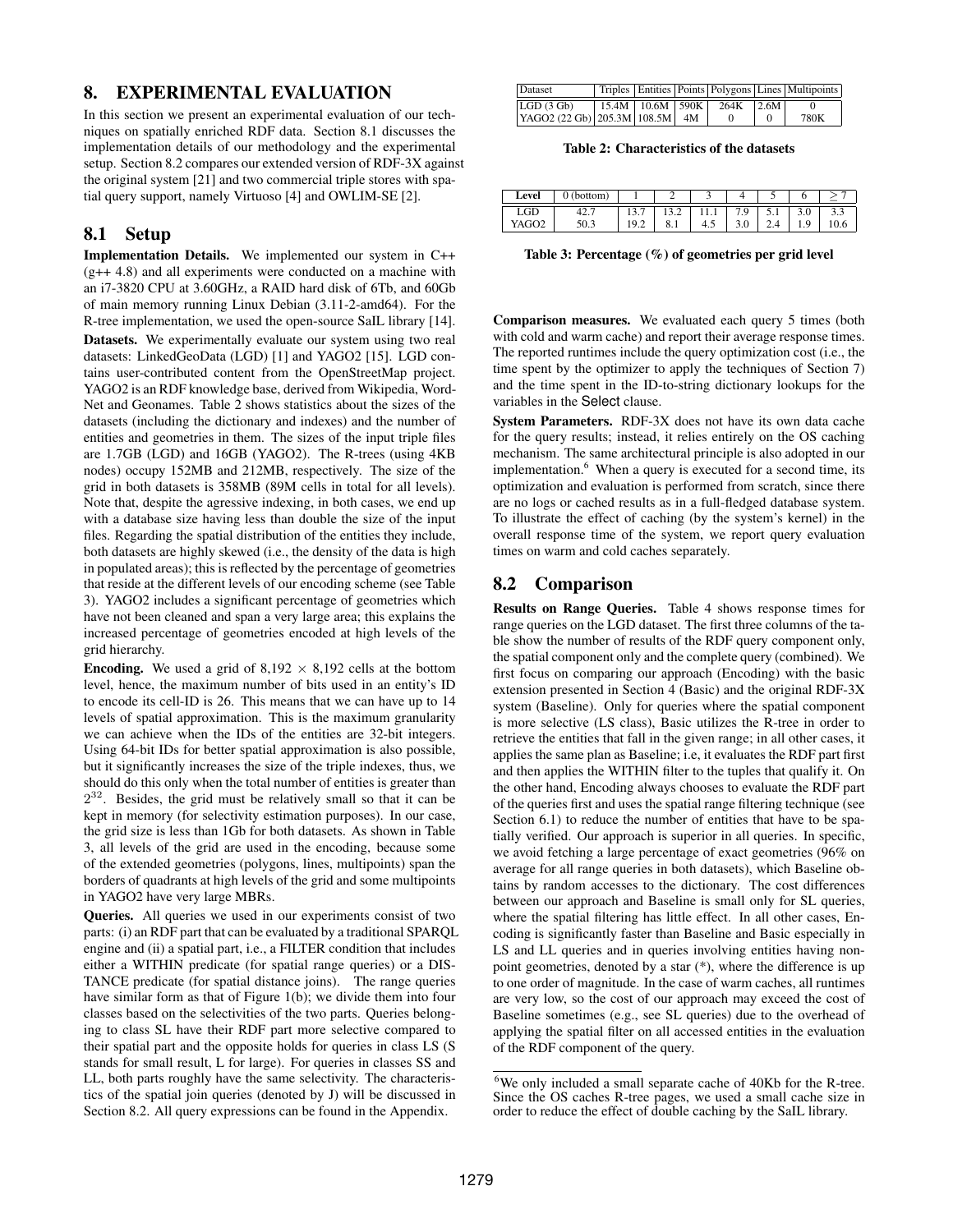## 8. EXPERIMENTAL EVALUATION

In this section we present an experimental evaluation of our techniques on spatially enriched RDF data. Section 8.1 discusses the implementation details of our methodology and the experimental setup. Section 8.2 compares our extended version of RDF-3X against the original system [21] and two commercial triple stores with spatial query support, namely Virtuoso [4] and OWLIM-SE [2].

### 8.1 Setup

**Implementation Details.** We implemented our system in C++ (g++ 4.8) and all experiments were conducted on a machine with an i7-3820 CPU at 3.60GHz, a RAID hard disk of 6Tb, and 60Gb of main memory running Linux Debian (3.11-2-amd64). For the R-tree implementation, we used the open-source SaIL library [14].

**Datasets.** We experimentally evaluate our system using two real datasets: LinkedGeoData (LGD) [1] and YAGO2 [15]. LGD contains user-contributed content from the OpenStreetMap project. YAGO2 is an RDF knowledge base, derived from Wikipedia, WordNet and Geonames. Table 2 shows statistics about the sizes of the datasets (including the dictionary and indexes) and the number of entities and geometries in them. The sizes of the input triple files are 1.7GB (LGD) and 16GB (YAGO2). The R-trees (using 4KB nodes) occupy 152MB and 212MB, respectively. The size of the grid in both datasets is 358MB (89M cells in total for all levels). Note that, despite the agressive indexing, in both cases, we end up with a database size having less than double the size of the input files. Regarding the spatial distribution of the entities they include, both datasets are highly skewed (i.e., the density of the data is high in populated areas); this is reflected by the percentage of geometries that reside at the different levels of our encoding scheme (see Table 3). YAGO2 includes a significant percentage of geometries which have not been cleaned and span a very large area; this explains the increased percentage of geometries encoded at high levels of the grid hierarchy.

**Encoding.** We used a grid of 8,192 $\times$ 8,192 cells at the bottom level, hence, the maximum number of bits used in an entity's ID to encode its cell-ID is 26. This means that we can have up to 14 levels of spatial approximation. This is the maximum granularity we can achieve when the IDs of the entities are 32-bit integers. Using 64-bit IDs for better spatial approximation is also possible, but it significantly increases the size of the triple indexes, thus, we should do this only when the total number of entities is greater than $2^{32}$. Besides, the grid must be relatively small so that it can be kept in memory (for selectivity estimation purposes). In our case, the grid size is less than 1Gb for both datasets. As shown in Table 3, all levels of the grid are used in the encoding, because some of the extended geometries (polygons, lines, multipoints) span the borders of quadrants at high levels of the grid and some multipoints in YAGO2 have very large MBRs.

**Queries.** All queries we used in our experiments consist of two parts: (i) an RDF part that can be evaluated by a traditional SPARQL engine and (ii) a spatial part, i.e., a FILTER condition that includes either a WITHIN predicate (for spatial range queries) or a DISTANCE predicate (for spatial distance joins). The range queries have similar form as that of Figure 1(b); we divide them into four classes based on the selectivities of the two parts. Queries belonging to class SL have their RDF part more selective compared to their spatial part and the opposite holds for queries in class LS (S stands for small result, L for large). For queries in classes SS and LL, both parts roughly have the same selectivity. The characteristics of the spatial join queries (denoted by J) will be discussed in Section 8.2. All query expressions can be found in the Appendix.

| Dataset | Triples | Entities | Points | Polygons | Lines | Multipoints |
|---|---|---|---|---|---|---|
| LGD (3 Gb) | 15.4M | 10.6M | 590K | 264K | 2.6M | 0 |
| YAGO2 (22 Gb) | 205.3M | 108.5M | 4M | 0 | 0 | 780K |

**Table 2: Characteristics of the datasets**

| Level | 0 (bottom) | 1 | 2 | 3 | 4 | 5 | 6 | $\geq 7$ |
|---|---|---|---|---|---|---|---|---|
| LGD | 42.7 | 13.7 | 13.2 | 11.1 | 7.9 | 5.1 | 3.0 | 3.3 |
| YAGO2 | 50.3 | 19.2 | 8.1 | 4.5 | 3.0 | 2.4 | 1.9 | 10.6 |

**Table 3: Percentage (%) of geometries per grid level**

**Comparison measures.** We evaluated each query 5 times (both with cold and warm cache) and report their average response times. The reported runtimes include the query optimization cost (i.e., the time spent by the optimizer to apply the techniques of Section 7) and the time spent in the ID-to-string dictionary lookups for the variables in the Select clause.

**System Parameters.** RDF-3X does not have its own data cache for the query results; instead, it relies entirely on the OS caching mechanism. The same architectural principle is also adopted in our implementation.[6] When a query is executed for a second time, its optimization and evaluation is performed from scratch, since there are no logs or cached results as in a full-fledged database system. To illustrate the effect of caching (by the system's kernel) in the overall response time of the system, we report query evaluation times on warm and cold caches separately.

### 8.2 Comparison

**Results on Range Queries.** Table 4 shows response times for range queries on the LGD dataset. The first three columns of the table show the number of results of the RDF query component only, the spatial component only and the complete query (combined). We first focus on comparing our approach (Encoding) with the basic extension presented in Section 4 (Basic) and the original RDF-3X system (Baseline). Only for queries where the spatial component is more selective (LS class), Basic utilizes the R-tree in order to retrieve the entities that fall in the given range; in all other cases, it applies the same plan as Baseline; i.e, it evaluates the RDF part first and then applies the WITHIN filter to the tuples that qualify it. On the other hand, Encoding always chooses to evaluate the RDF part of the queries first and uses the spatial range filtering technique (see Section 6.1) to reduce the number of entities that have to be spatially verified. Our approach is superior in all queries. In specific, we avoid fetching a large percentage of exact geometries (96% on average for all range queries in both datasets), which Baseline obtains by random accesses to the dictionary. The cost differences between our approach and Baseline is small only for SL queries, where the spatial filtering has little effect. In all other cases, Encoding is significantly faster than Baseline and Basic especially in LS and LL queries and in queries involving entities having non-point geometries, denoted by a star (*), where the difference is up to one order of magnitude. In the case of warm caches, all runtimes are very low, so the cost of our approach may exceed the cost of Baseline sometimes (e.g., see SL queries) due to the overhead of applying the spatial filter on all accessed entities in the evaluation of the RDF component of the query.

[6] We only included a small separate cache of 40Kb for the R-tree. Since the OS caches R-tree pages, we used a small cache size in order to reduce the effect of double caching by the SaIL library.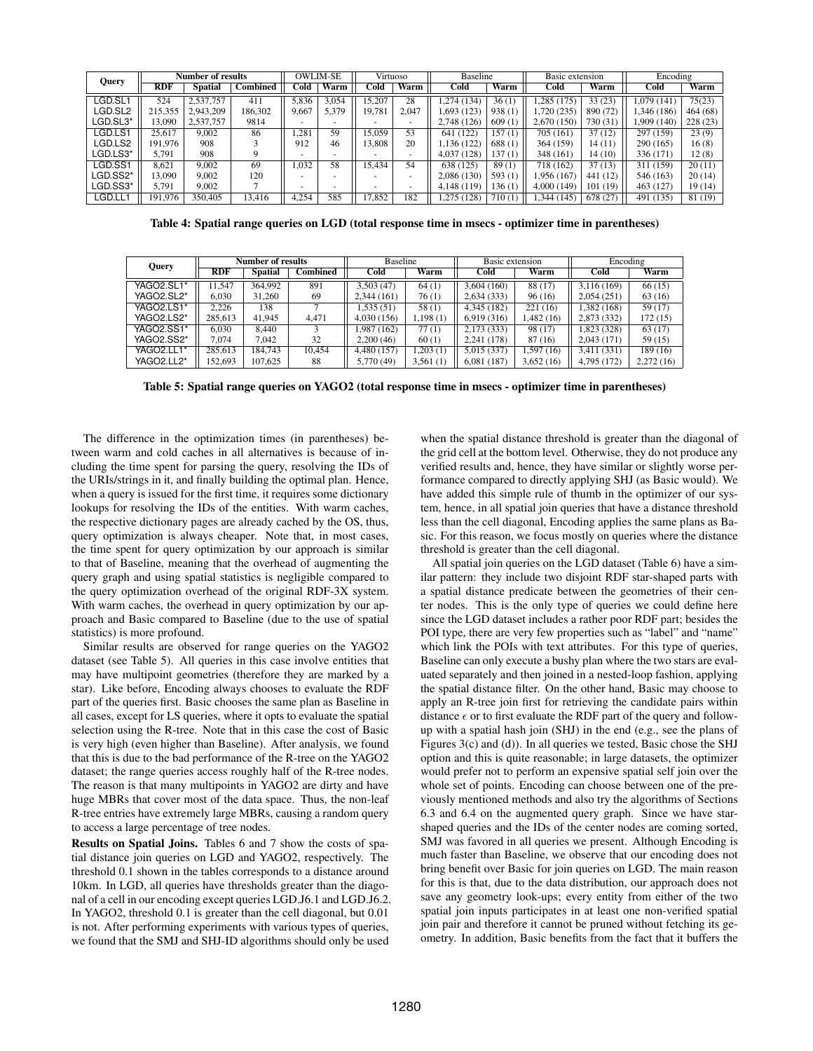| Query | Number of results | | | OWLIM-SE | | Virtuoso | | Baseline | | Basic extension | | Encoding | |
|---|---|---|---|---|---|---|---|---|---|---|---|---|---|
| | RDF | Spatial | Combined | Cold | Warm | Cold | Warm | Cold | Warm | Cold | Warm | Cold | Warm |
| LGD.SL1 | 524 | 2,537,757 | 411 | 5,836 | 3,054 | 15,207 | 28 | 1,274 (134) | 36 (1) | 1,285 (175) | 33 (23) | 1,079 (141) | 75(23) |
| LGD.SL2 | 215,355 | 2,943,209 | 186,302 | 9,667 | 5,379 | 19,781 | 2,047 | 1,693 (123) | 938 (1) | 1,720 (235) | 890 (72) | 1,346 (186) | 464 (68) |
| LGD.SL3* | 13,090 | 2,537,757 | 9814 | - | - | - | - | 2,748 (126) | 609 (1) | 2,670 (150) | 730 (31) | 1,909 (140) | 228 (23) |
| LGD.LS1 | 25,617 | 9,002 | 86 | 1,281 | 59 | 15,059 | 53 | 641 (122) | 157 (1) | 705 (161) | 37 (12) | 297 (159) | 23 (9) |
| LGD.LS2 | 191,976 | 908 | 3 | 912 | 46 | 13,808 | 20 | 1,136 (122) | 688 (1) | 364 (159) | 14 (11) | 290 (165) | 16 (8) |
| LGD.LS3* | 5,791 | 908 | 9 | - | - | - | - | 4,037 (128) | 137 (1) | 348 (161) | 14 (10) | 336 (171) | 12 (8) |
| LGD.SS1 | 8,621 | 9,002 | 69 | 1,032 | 58 | 15,434 | 54 | 638 (125) | 89 (1) | 718 (162) | 37 (13) | 311 (159) | 20 (11) |
| LGD.SS2* | 13,090 | 9,002 | 120 | - | - | - | - | 2,086 (130) | 593 (1) | 1,956 (167) | 441 (12) | 546 (163) | 20 (14) |
| LGD.SS3* | 5,791 | 9,002 | 7 | - | - | - | - | 4,148 (119) | 136 (1) | 4,000 (149) | 101 (19) | 463 (127) | 19 (14) |
| LGD.LL1 | 191,976 | 350,405 | 13,416 | 4,254 | 585 | 17,852 | 182 | 1,275 (128) | 710 (1) | 1,344 (145) | 678 (27) | 491 (135) | 81 (19) |

**Table 4: Spatial range queries on LGD (total response time in msecs - optimizer time in parentheses)**

| Query | Number of results | | | Baseline | | Basic extension | | Encoding | |
|---|---|---|---|---|---|---|---|---|---|
| | RDF | Spatial | Combined | Cold | Warm | Cold | Warm | Cold | Warm |
| YAGO2.SL1* | 11,547 | 364,992 | 891 | 3,503 (47) | 64 (1) | 3,604 (160) | 88 (17) | 3,116 (169) | 66 (15) |
| YAGO2.SL2* | 6,030 | 31,260 | 69 | 2,344 (161) | 76 (1) | 2,634 (333) | 96 (16) | 2,054 (251) | 63 (16) |
| YAGO2.LS1* | 2,226 | 138 | 7 | 1,535 (51) | 58 (1) | 4,345 (182) | 221 (16) | 1,382 (168) | 59 (17) |
| YAGO2.LS2* | 285,613 | 41,945 | 4,471 | 4,030 (156) | 1,198 (1) | 6,919 (316) | 1,482 (16) | 2,873 (332) | 172 (15) |
| YAGO2.SS1* | 6,030 | 8,440 | 3 | 1,987 (162) | 77 (1) | 2,173 (333) | 98 (17) | 1,823 (328) | 63 (17) |
| YAGO2.SS2* | 7,074 | 7,042 | 32 | 2,200 (46) | 60 (1) | 2,241 (178) | 87 (16) | 2,043 (171) | 59 (15) |
| YAGO2.LL1* | 285,613 | 184,743 | 10,454 | 4,480 (157) | 1,203 (1) | 5,015 (337) | 1,597 (16) | 3,411 (331) | 189 (16) |
| YAGO2.LL2* | 152,693 | 107,625 | 88 | 5,770 (49) | 3,561 (1) | 6,081 (187) | 3,652 (16) | 4,795 (172) | 2,272 (16) |

**Table 5: Spatial range queries on YAGO2 (total response time in msecs - optimizer time in parentheses)**

The difference in the optimization times (in parentheses) between warm and cold caches in all alternatives is because of including the time spent for parsing the query, resolving the IDs of the URIs/strings in it, and finally building the optimal plan. Hence, when a query is issued for the first time, it requires some dictionary lookups for resolving the IDs of the entities. With warm caches, the respective dictionary pages are already cached by the OS, thus, query optimization is always cheaper. Note that, in most cases, the time spent for query optimization by our approach is similar to that of Baseline, meaning that the overhead of augmenting the query graph and using spatial statistics is negligible compared to the query optimization overhead of the original RDF-3X system. With warm caches, the overhead in query optimization by our approach and Basic compared to Baseline (due to the use of spatial statistics) is more profound.

Similar results are observed for range queries on the YAGO2 dataset (see Table 5). All queries in this case involve entities that may have multipoint geometries (therefore they are marked by a star). Like before, Encoding always chooses to evaluate the RDF part of the queries first. Basic chooses the same plan as Baseline in all cases, except for LS queries, where it opts to evaluate the spatial selection using the R-tree. Note that in this case the cost of Basic is very high (even higher than Baseline). After analysis, we found that this is due to the bad performance of the R-tree on the YAGO2 dataset; the range queries access roughly half of the R-tree nodes. The reason is that many multipoints in YAGO2 are dirty and have huge MBRs that cover most of the data space. Thus, the non-leaf R-tree entries have extremely large MBRs, causing a random query to access a large percentage of tree nodes.

**Results on Spatial Joins.** Tables 6 and 7 show the costs of spatial distance join queries on LGD and YAGO2, respectively. The threshold 0.1 shown in the tables corresponds to a distance around 10km. In LGD, all queries have thresholds greater than the diagonal of a cell in our encoding except queries LGD.J6.1 and LGD.J6.2. In YAGO2, threshold 0.1 is greater than the cell diagonal, but 0.01 is not. After performing experiments with various types of queries, we found that the SMJ and SHJ-ID algorithms should only be used when the spatial distance threshold is greater than the diagonal of the grid cell at the bottom level. Otherwise, they do not produce any verified results and, hence, they have similar or slightly worse performance compared to directly applying SHJ (as Basic would). We have added this simple rule of thumb in the optimizer of our system, hence, in all spatial join queries that have a distance threshold less than the cell diagonal, Encoding applies the same plans as Basic. For this reason, we focus mostly on queries where the distance threshold is greater than the cell diagonal.

All spatial join queries on the LGD dataset (Table 6) have a similar pattern: they include two disjoint RDF star-shaped parts with a spatial distance predicate between the geometries of their center nodes. This is the only type of queries we could define here since the LGD dataset includes a rather poor RDF part; besides the POI type, there are very few properties such as "label" and "name" which link the POIs with text attributes. For this type of queries, Baseline can only execute a bushy plan where the two stars are evaluated separately and then joined in a nested-loop fashion, applying the spatial distance filter. On the other hand, Basic may choose to apply an R-tree join first for retrieving the candidate pairs within distance $\epsilon$ or to first evaluate the RDF part of the query and follow-up with a spatial hash join (SHJ) in the end (e.g., see the plans of Figures 3(c) and (d)). In all queries we tested, Basic chose the SHJ option and this is quite reasonable; in large datasets, the optimizer would prefer not to perform an expensive spatial self join over the whole set of points. Encoding can choose between one of the previously mentioned methods and also try the algorithms of Sections 6.3 and 6.4 on the augmented query graph. Since we have star-shaped queries and the IDs of the center nodes are coming sorted, SMJ was favored in all queries we present. Although Encoding is much faster than Baseline, we observe that our encoding does not bring benefit over Basic for join queries on LGD. The main reason for this is that, due to the data distribution, our approach does not save any geometry look-ups; every entity from either of the two spatial join inputs participates in at least one non-verified spatial join pair and therefore it cannot be pruned without fetching its geometry. In addition, Basic benefits from the fact that it buffers the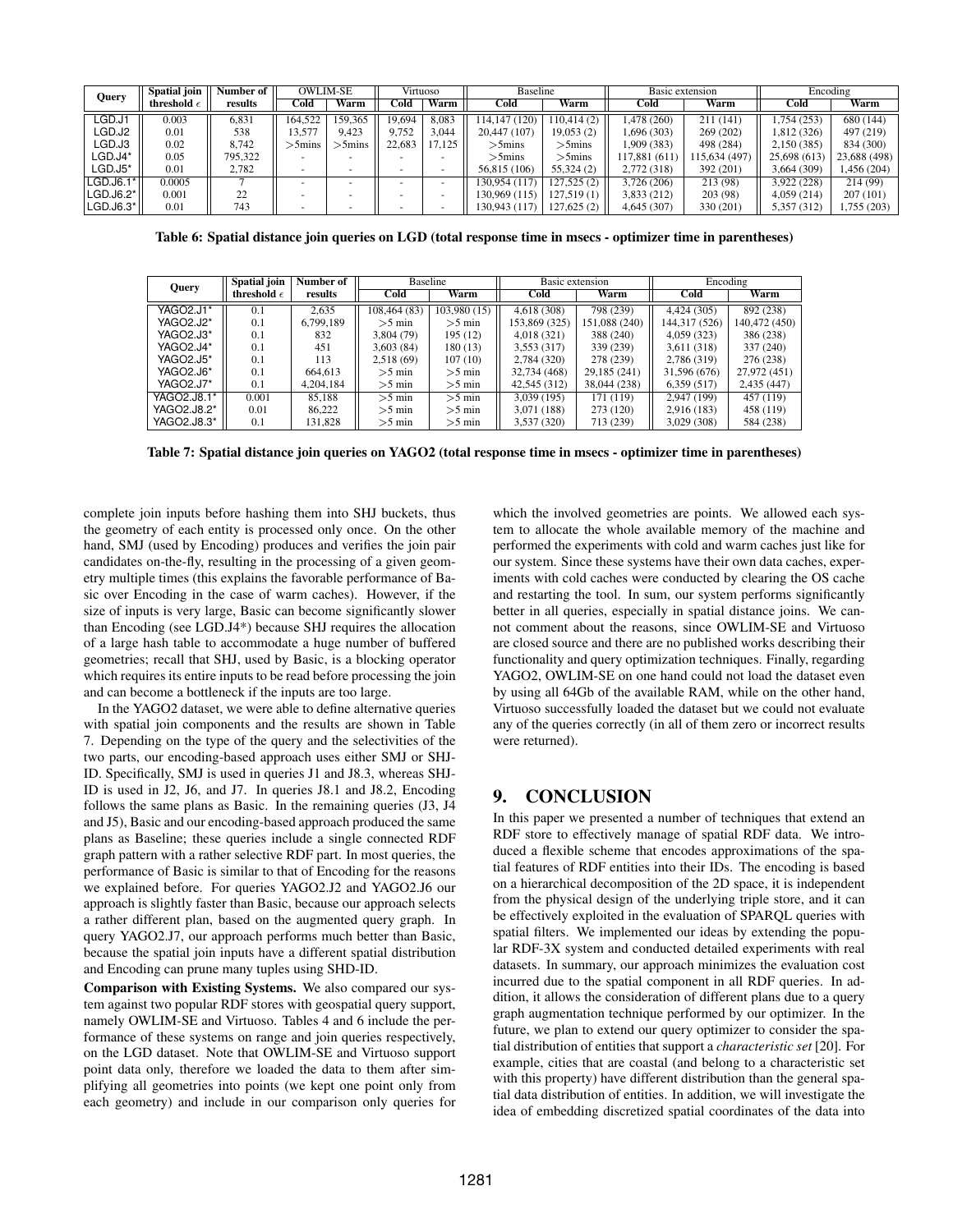| Query | Spatial join threshold $\epsilon$ | Number of results | OWLIM-SE | | Virtuoso | | Baseline | | Basic extension | | Encoding | |
|---|---|---|---|---|---|---|---|---|---|---|---|---|
| | | | Cold | Warm | Cold | Warm | Cold | Warm | Cold | Warm | Cold | Warm |
| LGD.J1 | 0.003 | 6,831 | 164,522 | 159,365 | 19,694 | 8,083 | 114,147 (120) | 110,414 (2) | 1,478 (260) | 211 (141) | 1,754 (253) | 680 (144) |
| LGD.J2 | 0.01 | 538 | 13,577 | 9,423 | 9,752 | 3,044 | 20,447 (107) | 19,053 (2) | 1,696 (303) | 269 (202) | 1,812 (326) | 497 (219) |
| LGD.J3 | 0.02 | 8,742 | >5mins | >5mins | 22,683 | 17,125 | >5mins | >5mins | 1,909 (383) | 498 (284) | 2,150 (385) | 834 (300) |
| LGD.J4* | 0.05 | 795,322 | - | - | - | - | >5mins | >5mins | 117,881 (611) | 115,634 (497) | 25,698 (613) | 23,688 (498) |
| LGD.J5* | 0.01 | 2,782 | - | - | - | - | 56,815 (106) | 55,324 (2) | 2,772 (318) | 392 (201) | 3,664 (309) | 1,456 (204) |
| LGD.J6.1* | 0.0005 | 7 | - | - | - | - | 130,954 (117) | 127,525 (2) | 3,726 (206) | 213 (98) | 3,922 (228) | 214 (99) |
| LGD.J6.2* | 0.001 | 22 | - | - | - | - | 130,969 (115) | 127,519 (1) | 3,833 (212) | 203 (98) | 4,059 (214) | 207 (101) |
| LGD.J6.3* | 0.01 | 743 | - | - | - | - | 130,943 (117) | 127,625 (2) | 4,645 (307) | 330 (201) | 5,357 (312) | 1,755 (203) |

**Table 6: Spatial distance join queries on LGD (total response time in msecs - optimizer time in parentheses)**

| Query | Spatial join threshold $\epsilon$ | Number of results | Baseline | | Basic extension | | Encoding | |
|---|---|---|---|---|---|---|---|---|
| | | | Cold | Warm | Cold | Warm | Cold | Warm |
| YAGO2.J1* | 0.1 | 2,635 | 108,464 (83) | 103,980 (15) | 4,618 (308) | 798 (239) | 4,424 (305) | 892 (238) |
| YAGO2.J2* | 0.1 | 6,799,189 | >5 min | >5 min | 153,869 (325) | 151,088 (240) | 144,317 (526) | 140,472 (450) |
| YAGO2.J3* | 0.1 | 832 | 3,804 (79) | 195 (12) | 4,018 (321) | 388 (240) | 4,059 (323) | 386 (238) |
| YAGO2.J4* | 0.1 | 451 | 3,603 (84) | 180 (13) | 3,553 (317) | 339 (239) | 3,611 (318) | 337 (240) |
| YAGO2.J5* | 0.1 | 113 | 2,518 (69) | 107 (10) | 2,784 (320) | 278 (239) | 2,786 (319) | 276 (238) |
| YAGO2.J6* | 0.1 | 664,613 | >5 min | >5 min | 32,734 (468) | 29,185 (241) | 31,596 (676) | 27,972 (451) |
| YAGO2.J7* | 0.1 | 4,204,184 | >5 min | >5 min | 42,545 (312) | 38,044 (238) | 6,359 (517) | 2,435 (447) |
| YAGO2.J8.1* | 0.001 | 85,188 | >5 min | >5 min | 3,039 (195) | 171 (119) | 2,947 (199) | 457 (119) |
| YAGO2.J8.2* | 0.01 | 86,222 | >5 min | >5 min | 3,071 (188) | 273 (120) | 2,916 (183) | 458 (119) |
| YAGO2.J8.3* | 0.1 | 131,828 | >5 min | >5 min | 3,537 (320) | 713 (239) | 3,029 (308) | 584 (238) |

**Table 7: Spatial distance join queries on YAGO2 (total response time in msecs - optimizer time in parentheses)**

complete join inputs before hashing them into SHJ buckets, thus the geometry of each entity is processed only once. On the other hand, SMJ (used by Encoding) produces and verifies the join pair candidates on-the-fly, resulting in the processing of a given geometry multiple times (this explains the favorable performance of Basic over Encoding in the case of warm caches). However, if the size of inputs is very large, Basic can become significantly slower than Encoding (see LGD.J4*) because SHJ requires the allocation of a large hash table to accommodate a huge number of buffered geometries; recall that SHJ, used by Basic, is a blocking operator which requires its entire inputs to be read before processing the join and can become a bottleneck if the inputs are too large.

In the YAGO2 dataset, we were able to define alternative queries with spatial join components and the results are shown in Table 7. Depending on the type of the query and the selectivities of the two parts, our encoding-based approach uses either SMJ or SHJ-ID. Specifically, SMJ is used in queries J1 and J8.3, whereas SHJ-ID is used in J2, J6, and J7. In queries J8.1 and J8.2, Encoding follows the same plans as Basic. In the remaining queries (J3, J4 and J5), Basic and our encoding-based approach produced the same plans as Baseline; these queries include a single connected RDF graph pattern with a rather selective RDF part. In most queries, the performance of Basic is similar to that of Encoding for the reasons we explained before. For queries YAGO2.J2 and YAGO2.J6 our approach is slightly faster than Basic, because our approach selects a rather different plan, based on the augmented query graph. In query YAGO2.J7, our approach performs much better than Basic, because the spatial join inputs have a different spatial distribution and Encoding can prune many tuples using SHD-ID.

**Comparison with Existing Systems.** We also compared our system against two popular RDF stores with geospatial query support, namely OWLIM-SE and Virtuoso. Tables 4 and 6 include the performance of these systems on range and join queries respectively, on the LGD dataset. Note that OWLIM-SE and Virtuoso support point data only, therefore we loaded the data to them after simplifying all geometries into points (we kept one point only from each geometry) and include in our comparison only queries for which the involved geometries are points. We allowed each system to allocate the whole available memory of the machine and performed the experiments with cold and warm caches just like for our system. Since these systems have their own data caches, experiments with cold caches were conducted by clearing the OS cache and restarting the tool. In sum, our system performs significantly better in all queries, especially in spatial distance joins. We cannot comment about the reasons, since OWLIM-SE and Virtuoso are closed source and there are no published works describing their functionality and query optimization techniques. Finally, regarding YAGO2, OWLIM-SE on one hand could not load the dataset even by using all 64Gb of the available RAM, while on the other hand, Virtuoso successfully loaded the dataset but we could not evaluate any of the queries correctly (in all of them zero or incorrect results were returned).

## 9. CONCLUSION

In this paper we presented a number of techniques that extend an RDF store to effectively manage of spatial RDF data. We introduced a flexible scheme that encodes approximations of the spatial features of RDF entities into their IDs. The encoding is based on a hierarchical decomposition of the 2D space, it is independent from the physical design of the underlying triple store, and it can be effectively exploited in the evaluation of SPARQL queries with spatial filters. We implemented our ideas by extending the popular RDF-3X system and conducted detailed experiments with real datasets. In summary, our approach minimizes the evaluation cost incurred due to the spatial component in all RDF queries. In addition, it allows the consideration of different plans due to a query graph augmentation technique performed by our optimizer. In the future, we plan to extend our query optimizer to consider the spatial distribution of entities that support a *characteristic set* [20]. For example, cities that are coastal (and belong to a characteristic set with this property) have different distribution than the general spatial data distribution of entities. In addition, we will investigate the idea of embedding discretized spatial coordinates of the data into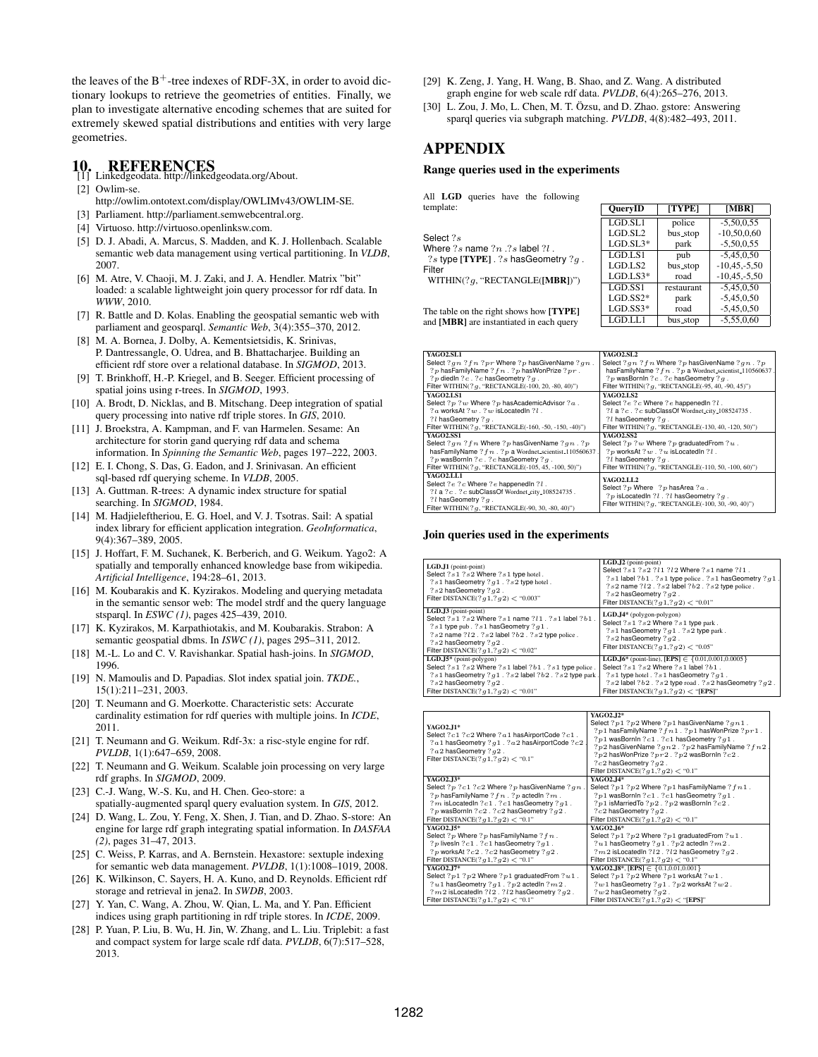the leaves of the B$^+$-tree indexes of RDF-3X, in order to avoid dictionary lookups to retrieve the geometries of entities. Finally, we plan to investigate alternative encoding schemes that are suited for extremely skewed spatial distributions and entities with very large geometries.

## 10. REFERENCES

[1] Linkedgeodata. http://linkedgeodata.org/About.

[2] Owlim-se. http://owlim.ontotext.com/display/OWLIMv43/OWLIM-SE.

[3] Parliament. http://parliament.semwebcentral.org.

[4] Virtuoso. http://virtuoso.openlinksw.com.

[5] D. J. Abadi, A. Marcus, S. Madden, and K. J. Hollenbach. Scalable semantic web data management using vertical partitioning. In *VLDB*, 2007.

[6] M. Atre, V. Chaoji, M. J. Zaki, and J. A. Hendler. Matrix "bit" loaded: a scalable lightweight join query processor for rdf data. In *WWW*, 2010.

[7] R. Battle and D. Kolas. Enabling the geospatial semantic web with parliament and geosparql. *Semantic Web*, 3(4):355–370, 2012.

[8] M. A. Bornea, J. Dolby, A. Kementsietsidis, K. Srinivas, P. Dantressangle, O. Udrea, and B. Bhattacharjee. Building an efficient rdf store over a relational database. In *SIGMOD*, 2013.

[9] T. Brinkhoff, H.-P. Kriegel, and B. Seeger. Efficient processing of spatial joins using r-trees. In *SIGMOD*, 1993.

[10] A. Brodt, D. Nicklas, and B. Mitschang. Deep integration of spatial query processing into native rdf triple stores. In *GIS*, 2010.

[11] J. Broekstra, A. Kampman, and F. van Harmelen. Sesame: An architecture for storin gand querying rdf data and schema information. In *Spinning the Semantic Web*, pages 197–222, 2003.

[12] E. I. Chong, S. Das, G. Eadon, and J. Srinivasan. An efficient sql-based rdf querying scheme. In *VLDB*, 2005.

[13] A. Guttman. R-trees: A dynamic index structure for spatial searching. In *SIGMOD*, 1984.

[14] M. Hadjieleftheriou, E. G. Hoel, and V. J. Tsotras. Sail: A spatial index library for efficient application integration. *GeoInformatica*, 9(4):367–389, 2005.

[15] J. Hoffart, F. M. Suchanek, K. Berberich, and G. Weikum. Yago2: A spatially and temporally enhanced knowledge base from wikipedia. *Artificial Intelligence*, 194:28–61, 2013.

[16] M. Koubarakis and K. Kyzirakos. Modeling and querying metadata in the semantic sensor web: The model strdf and the query language stsparql. In *ESWC (1)*, pages 425–439, 2010.

[17] K. Kyzirakos, M. Karpathiotakis, and M. Koubarakis. Strabon: A semantic geospatial dbms. In *ISWC (1)*, pages 295–311, 2012.

[18] M.-L. Lo and C. V. Ravishankar. Spatial hash-joins. In *SIGMOD*, 1996.

[19] N. Mamoulis and D. Papadias. Slot index spatial join. *TKDE.*, 15(1):211–231, 2003.

[20] T. Neumann and G. Moerkotte. Characteristic sets: Accurate cardinality estimation for rdf queries with multiple joins. In *ICDE*, 2011.

[21] T. Neumann and G. Weikum. Rdf-3x: a risc-style engine for rdf. *PVLDB*, 1(1):647–659, 2008.

[22] T. Neumann and G. Weikum. Scalable join processing on very large rdf graphs. In *SIGMOD*, 2009.

[23] C.-J. Wang, W.-S. Ku, and H. Chen. Geo-store: a spatially-augmented sparql query evaluation system. In *GIS*, 2012.

[24] D. Wang, L. Zou, Y. Feng, X. Shen, J. Tian, and D. Zhao. S-store: An engine for large rdf graph integrating spatial information. In *DASFAA (2)*, pages 31–47, 2013.

[25] C. Weiss, P. Karras, and A. Bernstein. Hexastore: sextuple indexing for semantic web data management. *PVLDB*, 1(1):1008–1019, 2008.

[26] K. Wilkinson, C. Sayers, H. A. Kuno, and D. Reynolds. Efficient rdf storage and retrieval in jena2. In *SWDB*, 2003.

[27] Y. Yan, C. Wang, A. Zhou, W. Qian, L. Ma, and Y. Pan. Efficient indices using graph partitioning in rdf triple stores. In *ICDE*, 2009.

[28] P. Yuan, P. Liu, B. Wu, H. Jin, W. Zhang, and L. Liu. Triplebit: a fast and compact system for large scale rdf data. *PVLDB*, 6(7):517–528, 2013.

[29] K. Zeng, J. Yang, H. Wang, B. Shao, and Z. Wang. A distributed graph engine for web scale rdf data. *PVLDB*, 6(4):265–276, 2013.

[30] L. Zou, J. Mo, L. Chen, M. T. Özsu, and D. Zhao. gstore: Answering sparql queries via subgraph matching. *PVLDB*, 4(8):482–493, 2011.

## APPENDIX

### Range queries used in the experiments

All **LGD** queries have the following template:

Select ?s
Where ?s name ?n . ?s label ?l .
?s type **[TYPE]** . ?s hasGeometry ?g .
Filter
WITHIN(?g, "RECTANGLE(**[MBR]**)")

The table on the right shows how **[TYPE]** and **[MBR]** are instantiated in each query

| QueryID | [TYPE] | [MBR] |
|---|---|---|
| LGD.SL1 | police | -5,50,0,55 |
| LGD.SL2 | bus_stop | -10,50,0,60 |
| LGD.SL3* | park | -5,50,0,55 |
| LGD.LS1 | pub | -5,45,0,50 |
| LGD.LS2 | bus_stop | -10,45,-5,50 |
| LGD.LS3* | road | -10,45,-5,50 |
| LGD.SS1 | restaurant | -5,45,0,50 |
| LGD.SS2* | park | -5,45,0,50 |
| LGD.SS3* | road | -5,45,0,50 |
| LGD.LL1 | bus_stop | -5,55,0,60 |

| | |
|---|---|
| **YAGO2.SL1**<br>Select ?gn ?fn ?pr Where ?p hasGivenName ?gn . ?p hasFamilyName ?fn . ?p hasWonPrize ?pr . ?p diedIn ?c . ?c hasGeometry ?g . Filter WITHIN(?g, "RECTANGLE(-100, 20, -80, 40)") | **YAGO2.SL2**<br>Select ?gn ?fn Where ?p hasGivenName ?gn . ?p hasFamilyName ?fn . ?p a Wordnet_scientist_110560637 . ?p wasBornIn ?c . ?c hasGeometry ?g . Filter WITHIN(?g, "RECTANGLE(-95, 40, -90, 45)") |
| **YAGO2.LS1**<br>Select ?p ?w Where ?p hasAcademicAdvisor ?a . ?a worksAt ?w . ?w isLocatedIn ?l . ?l hasGeometry ?g . Filter WITHIN(?g, "RECTANGLE(-160, -50, -150, -40)") | **YAGO2.LS2**<br>Select ?e ?c Where ?e happenedIn ?l . ?l a ?c . ?c subClassOf Wordnet_city_108524735 . ?l hasGeometry ?g . Filter WITHIN(?g, "RECTANGLE(-130, 40, -120, 50)") |
| **YAGO2.SS1**<br>Select ?gn ?fn Where ?p hasGivenName ?gn . ?p hasFamilyName ?fn . ?p a Wordnet_scientist_110560637 . ?p wasBornIn ?c . ?c hasGeometry ?g . Filter WITHIN(?g, "RECTANGLE(-105, 45, -100, 50)") | **YAGO2.SS2**<br>Select ?p ?w Where ?p graduatedFrom ?u . ?p worksAt ?w . ?u isLocatedIn ?l . ?l hasGeometry ?g . Filter WITHIN(?g, "RECTANGLE(-110, 50, -100, 60)") |
| **YAGO2.LL1**<br>Select ?e ?c Where ?e happenedIn ?l . ?l a ?c . ?c subClassOf Wordnet_city_108524735 . ?l hasGeometry ?g . Filter WITHIN(?g, "RECTANGLE(-90, 30, -80, 40)") | **YAGO2.LL2**<br>Select ?p Where ?p hasArea ?a . ?p isLocatedIn ?l . ?l hasGeometry ?g . Filter WITHIN(?g, "RECTANGLE(-100, 30, -90, 40)") |

### Join queries used in the experiments

| | |
|---|---|
| **LGD.J1** (point-point)<br>Select ?s1 ?s2 Where ?s1 type hotel . ?s1 hasGeometry ?g1 . ?s2 type hotel . ?s2 hasGeometry ?g2 . Filter DISTANCE(?g1,?g2) < "0.003" | **LGD.J2** (point-point)<br>Select ?s1 ?s2 ?l1 ?l2 Where ?s1 name ?l1 . ?s1 label ?b1 . ?s1 type police . ?s1 hasGeometry ?g1 . ?s2 name ?l2 . ?s2 label ?b2 . ?s2 type park . ?s2 hasGeometry ?g2 . Filter DISTANCE(?g1,?g2) < "0.01" |
| **LGD.J3** (point-point)<br>Select ?s1 ?s2 Where ?s1 name ?l1 . ?s1 label ?b1 . ?s1 type pub . ?s1 hasGeometry ?g1 . ?s2 name ?l2 . ?s2 label ?b2 . ?s2 type police . ?s2 hasGeometry ?g2 . Filter DISTANCE(?g1,?g2) < "0.02" | **LGD.J4*** (polygon-polygon)<br>Select ?s1 ?s2 Where ?s1 type park . ?s1 hasGeometry ?g1 . ?s2 type park . ?s2 hasGeometry ?g2 . Filter DISTANCE(?g1,?g2) < "0.05" |
| **LGD.J5*** (point-polygon)<br>Select ?s1 ?s2 Where ?s1 label ?b1 . ?s1 type police . ?s1 hasGeometry ?g1 . ?s2 label ?b2 . ?s2 type park . ?s2 hasGeometry ?g2 . Filter DISTANCE(?g1,?g2) < "0.01" | **LGD.J6*** (point-line), **[EPS]** ∈ {0.01,0.001,0.0005}<br>Select ?s1 ?s2 Where ?s1 label ?b1 . ?s1 type hotel . ?s1 hasGeometry ?g1 . ?s2 label ?b2 . ?s2 type road . ?s2 hasGeometry ?g2 . Filter DISTANCE(?g1,?g2) < "**[EPS]**" |

| | |
|---|---|
| **YAGO2.J1***<br>Select ?c1 ?c2 Where ?a1 hasAirportCode ?c1 . ?a1 hasGeometry ?g1 . ?a2 hasAirportCode ?c2 . ?a2 hasGeometry ?g2 . Filter DISTANCE(?g1,?g2) < "0.1" | **YAGO2.J2***<br>Select ?p1 ?p2 Where ?p1 hasGivenName ?gn1 . ?p1 hasFamilyName ?fn1 . ?p1 hasWonPrize ?pr1 . ?p1 wasBornIn ?c1 . ?c1 hasGeometry ?g1 . ?p2 hasGivenName ?gn2 . ?p2 hasFamilyName ?fn2 . ?p2 hasWonPrize ?pr2 . ?p2 wasBornIn ?c2 . ?c2 hasGeometry ?g2 . Filter DISTANCE(?g1,?g2) < "0.1" |
| **YAGO2.J3***<br>Select ?p ?c1 ?c2 Where ?p hasGivenName ?gn . ?p hasFamilyName ?fn . ?p actedIn ?m . ?m isLocatedIn ?c1 . ?c1 hasGeometry ?g1 . ?p wasBornIn ?c2 . ?c2 hasGeometry ?g2 . Filter DISTANCE(?g1,?g2) < "0.1" | **YAGO2.J4***<br>Select ?p1 ?p2 Where ?p1 hasFamilyName ?fn1 . ?p1 wasBornIn ?c1 . ?c1 hasGeometry ?g1 . ?p1 isMarriedTo ?p2 . ?p2 wasBornIn ?c2 . ?c2 hasGeometry ?g2 . Filter DISTANCE(?g1,?g2) < "0.1" |
| **YAGO2.J5***<br>Select ?p Where ?p hasFamilyName ?fn . ?p livesIn ?c1 . ?c1 hasGeometry ?g1 . ?p worksAt ?c2 . ?c2 hasGeometry ?g2 . Filter DISTANCE(?g1,?g2) < "0.1" | **YAGO2.J6***<br>Select ?p1 ?p2 Where ?p1 graduatedFrom ?u1 . ?u1 hasGeometry ?g1 . ?p2 actedIn ?m2 . ?m2 isLocatedIn ?l2 . ?l2 hasGeometry ?g2 . Filter DISTANCE(?g1,?g2) < "0.1" |
| **YAGO2.J7***<br>Select ?p1 ?p2 Where ?p1 graduatedFrom ?u1 . ?u1 hasGeometry ?g1 . ?p2 actedIn ?m2 . ?m2 isLocatedIn ?l2 . ?l2 hasGeometry ?g2 . Filter DISTANCE(?g1,?g2) < "0.1" | **YAGO2.J8***, **[EPS]** ∈ {0.1,0.01,0.001}<br>Select ?p1 ?p2 Where ?p1 worksAt ?w1 . ?w1 hasGeometry ?g1 . ?p2 worksAt ?w2 . ?w2 hasGeometry ?g2 . Filter DISTANCE(?g1,?g2) < "**[EPS]**" |